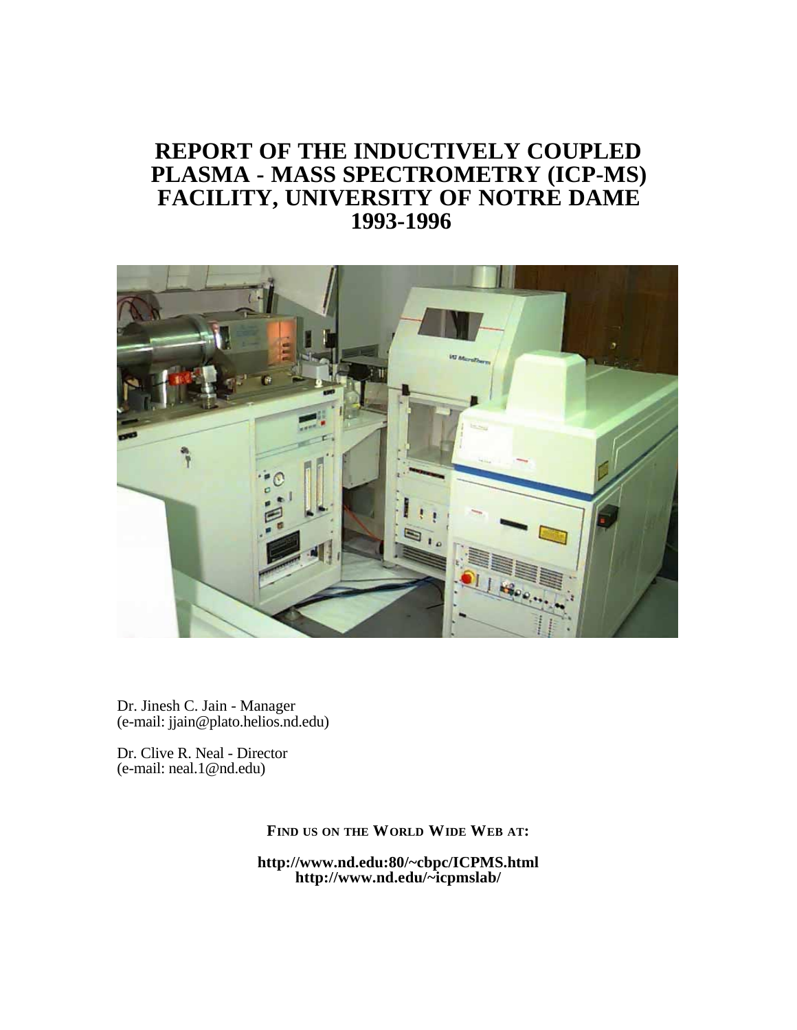# REPORT OF THE INDUCTIVELY COUPLED PLASMA - MASS SPECTROMETRY (ICP-MS) FACILITY, UNIVERSITY OF NOTRE DAME 1993-1996

Dr. Jinesh C. Jain - Manager
(e-mail: jjain@plato.helios.nd.edu)

Dr. Clive R. Neal - Director
(e-mail: neal.1@nd.edu)

**FIND US ON THE WORLD WIDE WEB AT:**

**http://www.nd.edu:80/~cbpc/ICPMS.html**
**http://www.nd.edu/~icpmslab/**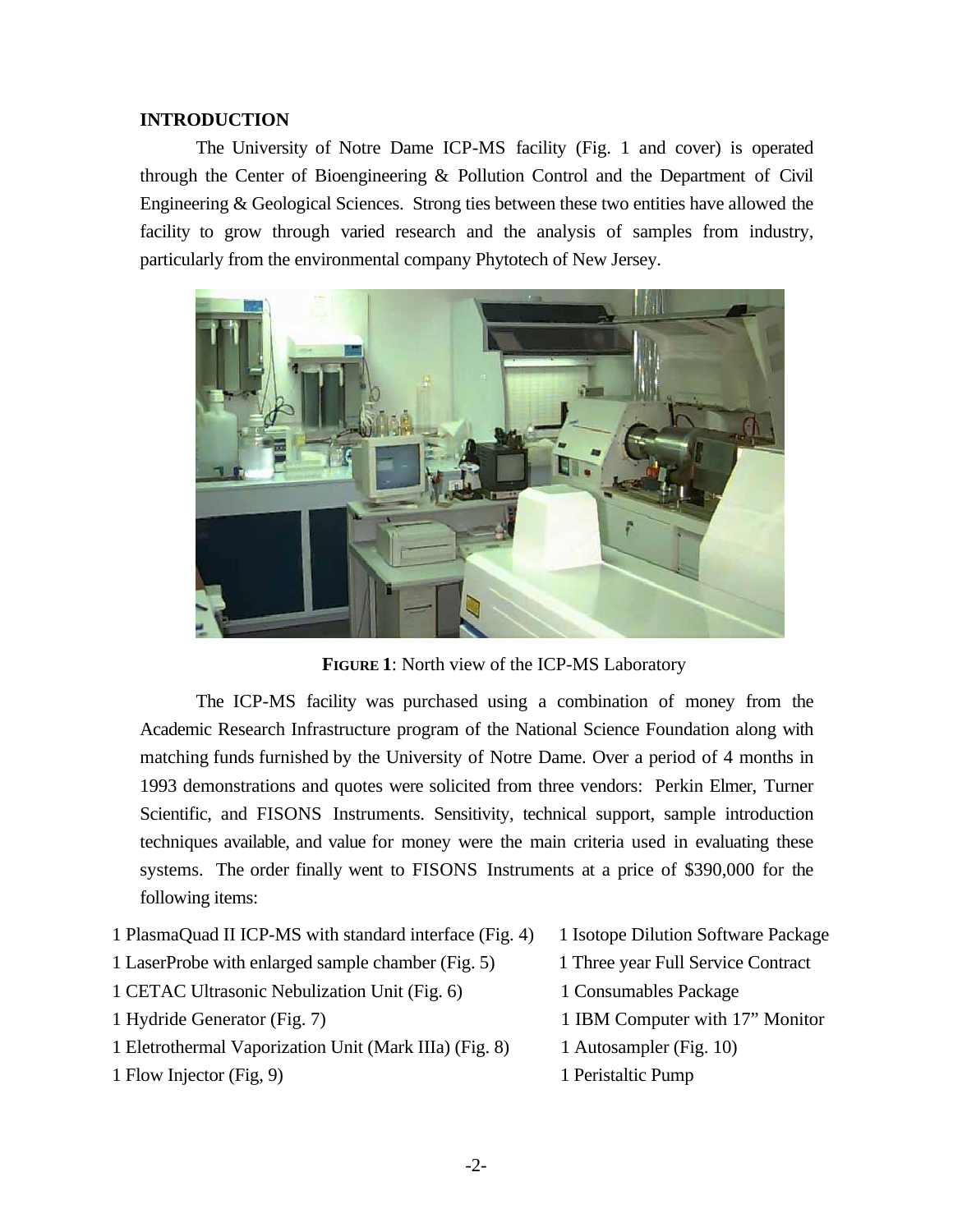## INTRODUCTION

The University of Notre Dame ICP-MS facility (Fig. 1 and cover) is operated through the Center of Bioengineering & Pollution Control and the Department of Civil Engineering & Geological Sciences. Strong ties between these two entities have allowed the facility to grow through varied research and the analysis of samples from industry, particularly from the environmental company Phytotech of New Jersey.

**FIGURE 1**: North view of the ICP-MS Laboratory

The ICP-MS facility was purchased using a combination of money from the Academic Research Infrastructure program of the National Science Foundation along with matching funds furnished by the University of Notre Dame. Over a period of 4 months in 1993 demonstrations and quotes were solicited from three vendors: Perkin Elmer, Turner Scientific, and FISONS Instruments. Sensitivity, technical support, sample introduction techniques available, and value for money were the main criteria used in evaluating these systems. The order finally went to FISONS Instruments at a price of $390,000 for the following items:

- 1 PlasmaQuad II ICP-MS with standard interface (Fig. 4)
- 1 LaserProbe with enlarged sample chamber (Fig. 5)
- 1 CETAC Ultrasonic Nebulization Unit (Fig. 6)
- 1 Hydride Generator (Fig. 7)
- 1 Eletrothermal Vaporization Unit (Mark IIIa) (Fig. 8)
- 1 Flow Injector (Fig, 9)
- 1 Isotope Dilution Software Package
- 1 Three year Full Service Contract
- 1 Consumables Package
- 1 IBM Computer with 17" Monitor
- 1 Autosampler (Fig. 10)
- 1 Peristaltic Pump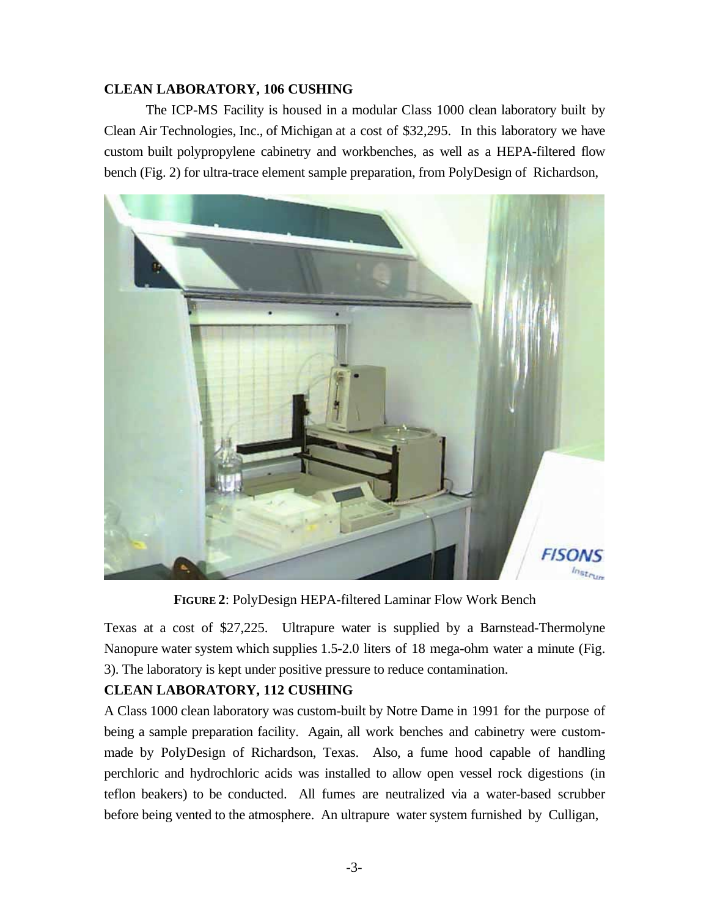**CLEAN LABORATORY, 106 CUSHING**

The ICP-MS Facility is housed in a modular Class 1000 clean laboratory built by Clean Air Technologies, Inc., of Michigan at a cost of $32,295. In this laboratory we have custom built polypropylene cabinetry and workbenches, as well as a HEPA-filtered flow bench (Fig. 2) for ultra-trace element sample preparation, from PolyDesign of Richardson,

**FIGURE 2**: PolyDesign HEPA-filtered Laminar Flow Work Bench

Texas at a cost of $27,225. Ultrapure water is supplied by a Barnstead-Thermolyne Nanopure water system which supplies 1.5-2.0 liters of 18 mega-ohm water a minute (Fig. 3). The laboratory is kept under positive pressure to reduce contamination.

**CLEAN LABORATORY, 112 CUSHING**

A Class 1000 clean laboratory was custom-built by Notre Dame in 1991 for the purpose of being a sample preparation facility. Again, all work benches and cabinetry were custom-made by PolyDesign of Richardson, Texas. Also, a fume hood capable of handling perchloric and hydrochloric acids was installed to allow open vessel rock digestions (in teflon beakers) to be conducted. All fumes are neutralized via a water-based scrubber before being vented to the atmosphere. An ultrapure water system furnished by Culligan,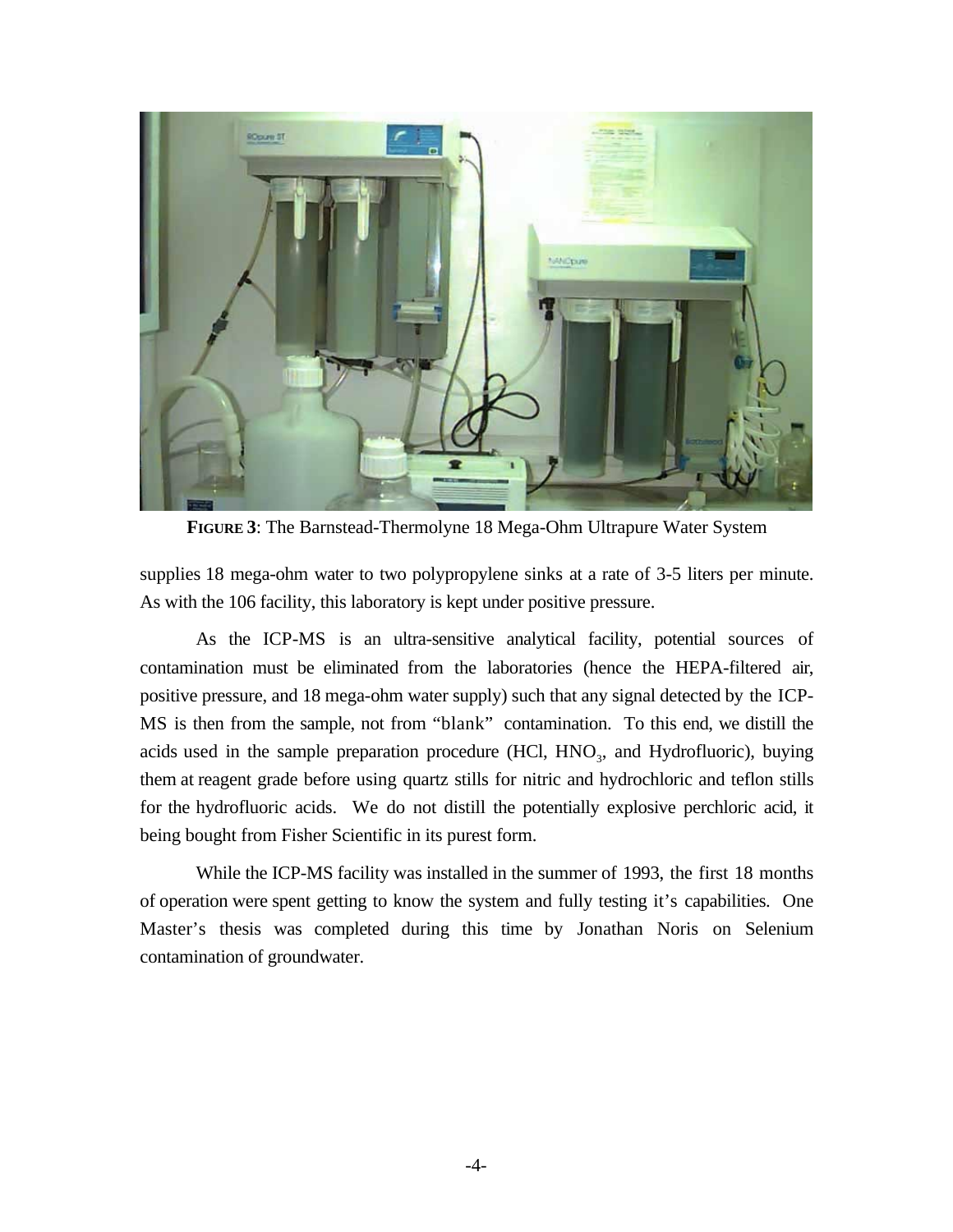**FIGURE 3**: The Barnstead-Thermolyne 18 Mega-Ohm Ultrapure Water System

supplies 18 mega-ohm water to two polypropylene sinks at a rate of 3-5 liters per minute. As with the 106 facility, this laboratory is kept under positive pressure.

As the ICP-MS is an ultra-sensitive analytical facility, potential sources of contamination must be eliminated from the laboratories (hence the HEPA-filtered air, positive pressure, and 18 mega-ohm water supply) such that any signal detected by the ICP-MS is then from the sample, not from "blank" contamination. To this end, we distill the acids used in the sample preparation procedure (HCl, $HNO_3$, and Hydrofluoric), buying them at reagent grade before using quartz stills for nitric and hydrochloric and teflon stills for the hydrofluoric acids. We do not distill the potentially explosive perchloric acid, it being bought from Fisher Scientific in its purest form.

While the ICP-MS facility was installed in the summer of 1993, the first 18 months of operation were spent getting to know the system and fully testing it's capabilities. One Master's thesis was completed during this time by Jonathan Noris on Selenium contamination of groundwater.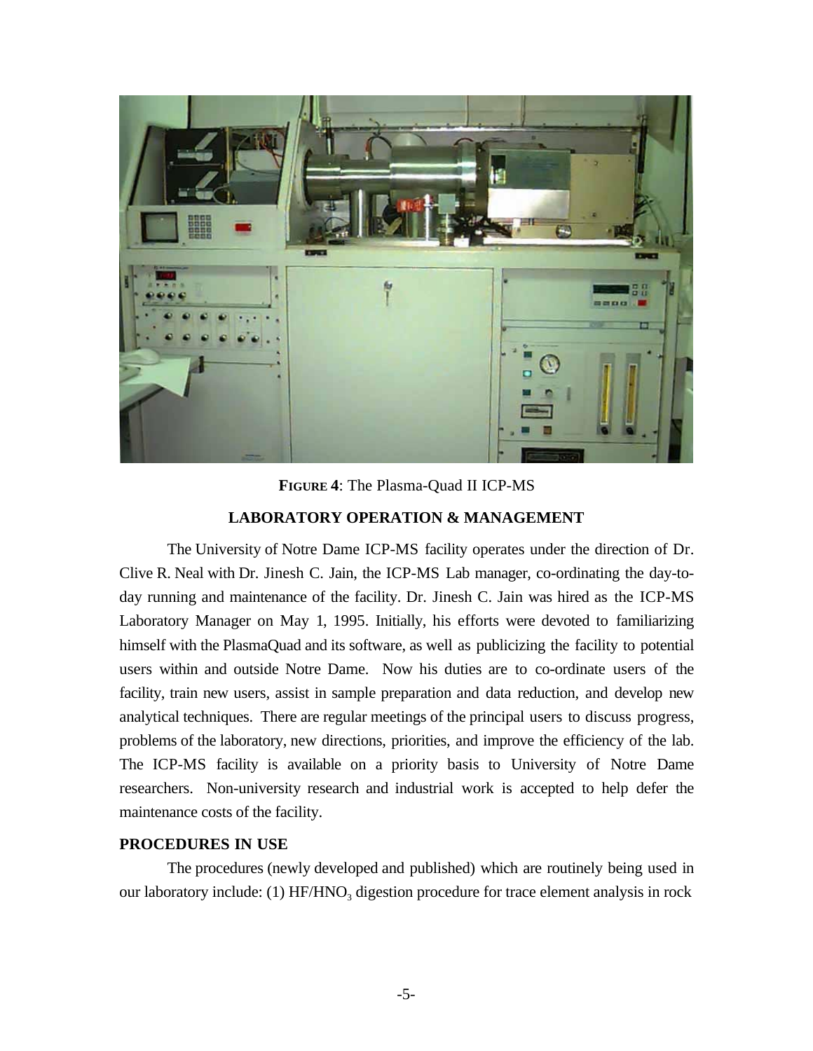**FIGURE 4**: The Plasma-Quad II ICP-MS

## LABORATORY OPERATION & MANAGEMENT

The University of Notre Dame ICP-MS facility operates under the direction of Dr. Clive R. Neal with Dr. Jinesh C. Jain, the ICP-MS Lab manager, co-ordinating the day-to-day running and maintenance of the facility. Dr. Jinesh C. Jain was hired as the ICP-MS Laboratory Manager on May 1, 1995. Initially, his efforts were devoted to familiarizing himself with the PlasmaQuad and its software, as well as publicizing the facility to potential users within and outside Notre Dame. Now his duties are to co-ordinate users of the facility, train new users, assist in sample preparation and data reduction, and develop new analytical techniques. There are regular meetings of the principal users to discuss progress, problems of the laboratory, new directions, priorities, and improve the efficiency of the lab. The ICP-MS facility is available on a priority basis to University of Notre Dame researchers. Non-university research and industrial work is accepted to help defer the maintenance costs of the facility.

### PROCEDURES IN USE

The procedures (newly developed and published) which are routinely being used in our laboratory include: (1) $HF/HNO_3$ digestion procedure for trace element analysis in rock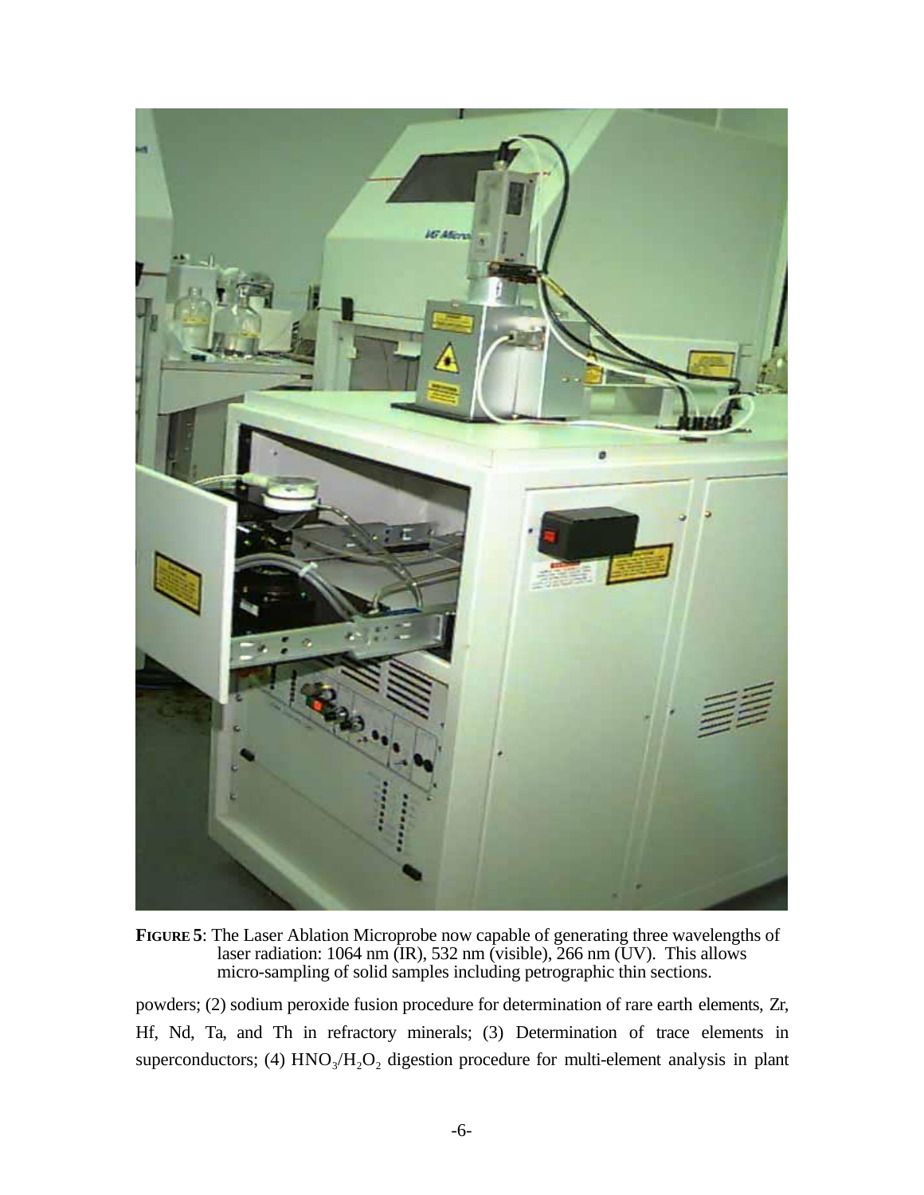**FIGURE 5**: The Laser Ablation Microprobe now capable of generating three wavelengths of laser radiation: 1064 nm (IR), 532 nm (visible), 266 nm (UV). This allows micro-sampling of solid samples including petrographic thin sections.

powders; (2) sodium peroxide fusion procedure for determination of rare earth elements, Zr, Hf, Nd, Ta, and Th in refractory minerals; (3) Determination of trace elements in superconductors; (4) $HNO_3/H_2O_2$ digestion procedure for multi-element analysis in plant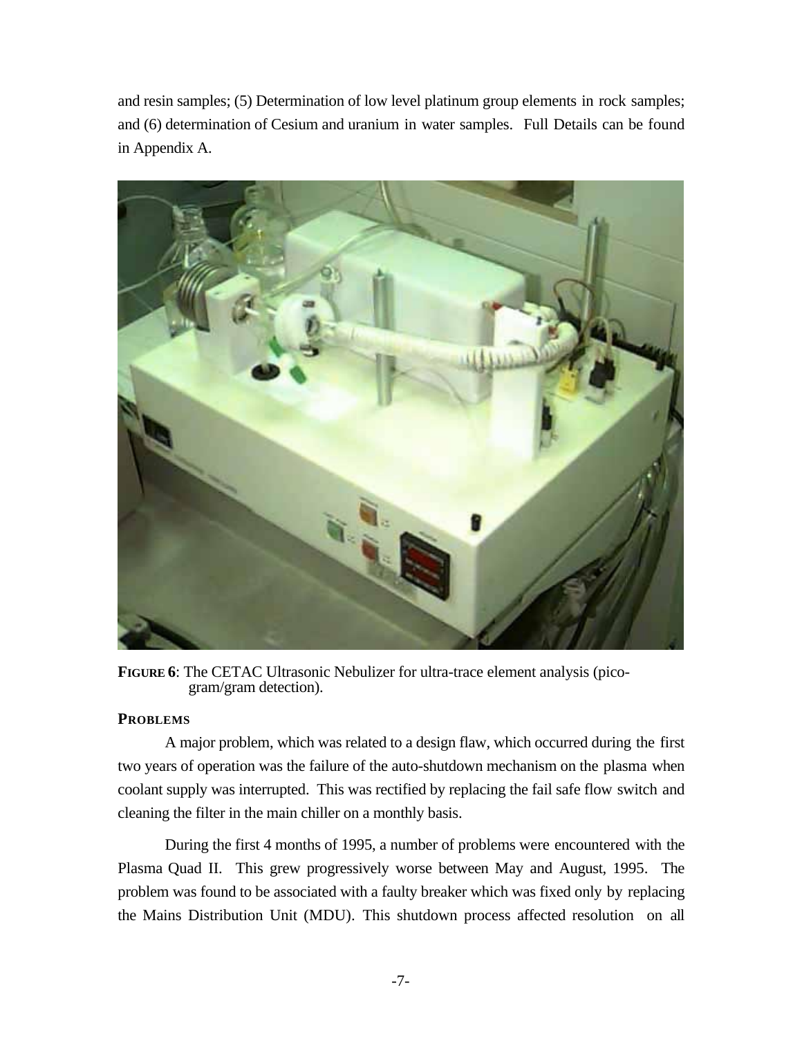and resin samples; (5) Determination of low level platinum group elements in rock samples; and (6) determination of Cesium and uranium in water samples. Full Details can be found in Appendix A.

**FIGURE 6**: The CETAC Ultrasonic Nebulizer for ultra-trace element analysis (pico-gram/gram detection).

**PROBLEMS**

A major problem, which was related to a design flaw, which occurred during the first two years of operation was the failure of the auto-shutdown mechanism on the plasma when coolant supply was interrupted. This was rectified by replacing the fail safe flow switch and cleaning the filter in the main chiller on a monthly basis.

During the first 4 months of 1995, a number of problems were encountered with the Plasma Quad II. This grew progressively worse between May and August, 1995. The problem was found to be associated with a faulty breaker which was fixed only by replacing the Mains Distribution Unit (MDU). This shutdown process affected resolution on all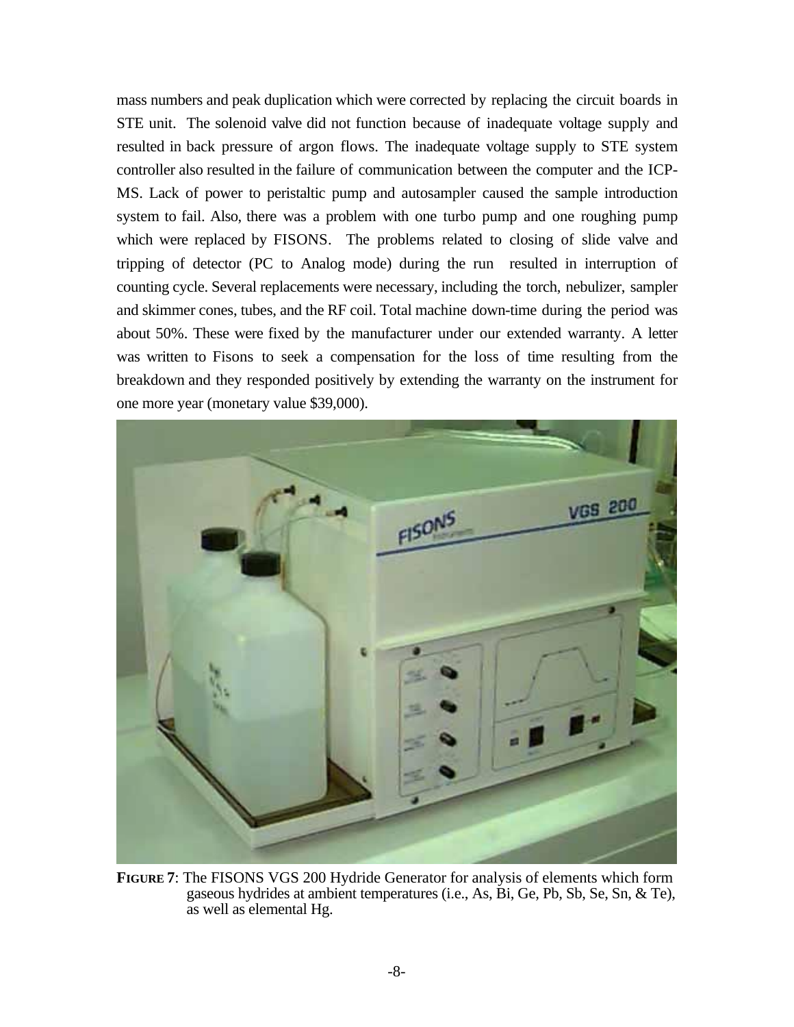mass numbers and peak duplication which were corrected by replacing the circuit boards in STE unit. The solenoid valve did not function because of inadequate voltage supply and resulted in back pressure of argon flows. The inadequate voltage supply to STE system controller also resulted in the failure of communication between the computer and the ICP-MS. Lack of power to peristaltic pump and autosampler caused the sample introduction system to fail. Also, there was a problem with one turbo pump and one roughing pump which were replaced by FISONS. The problems related to closing of slide valve and tripping of detector (PC to Analog mode) during the run resulted in interruption of counting cycle. Several replacements were necessary, including the torch, nebulizer, sampler and skimmer cones, tubes, and the RF coil. Total machine down-time during the period was about 50%. These were fixed by the manufacturer under our extended warranty. A letter was written to Fisons to seek a compensation for the loss of time resulting from the breakdown and they responded positively by extending the warranty on the instrument for one more year (monetary value $39,000).

**FIGURE 7**: The FISONS VGS 200 Hydride Generator for analysis of elements which form gaseous hydrides at ambient temperatures (i.e., As, Bi, Ge, Pb, Sb, Se, Sn, & Te), as well as elemental Hg.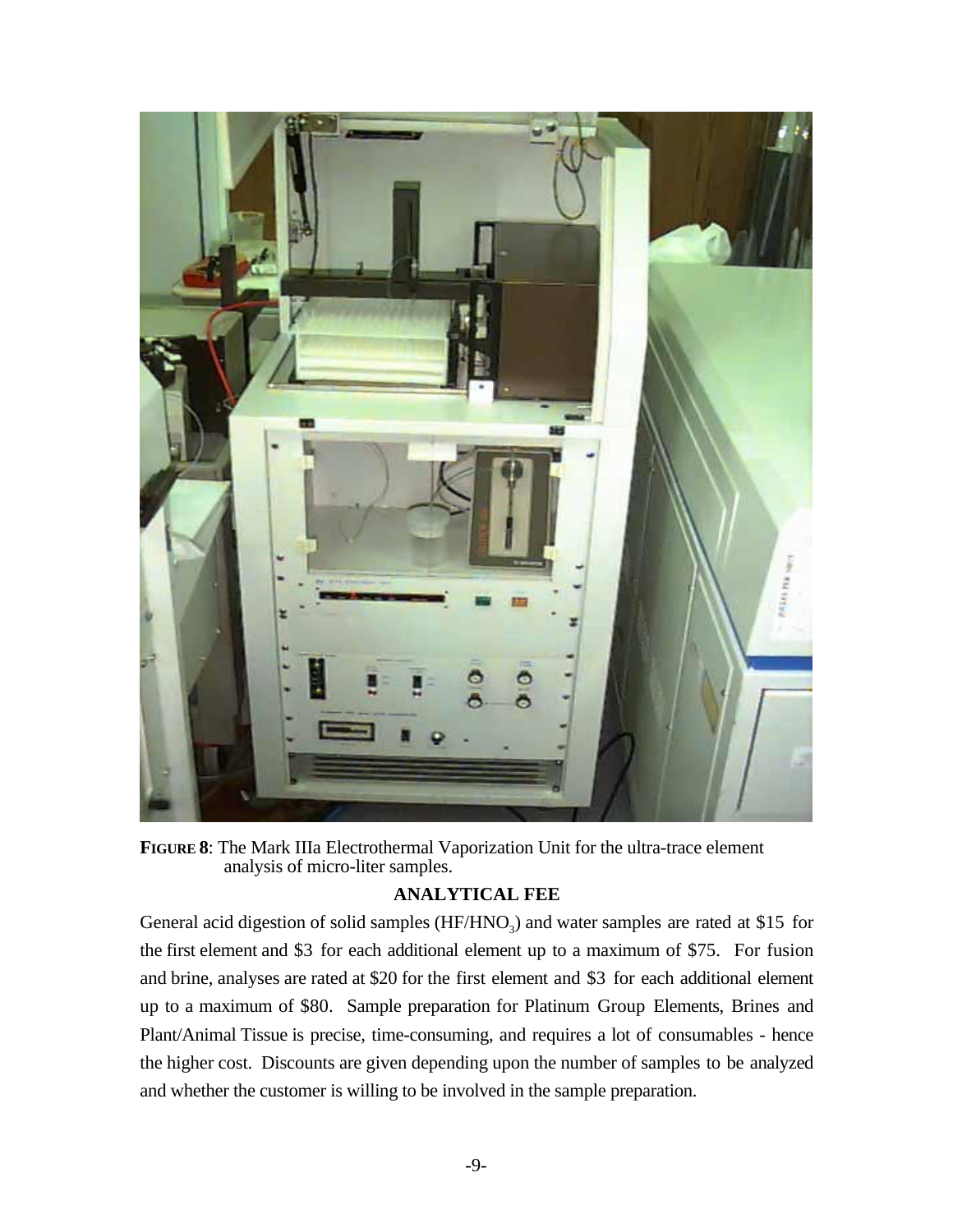**FIGURE 8**: The Mark IIIa Electrothermal Vaporization Unit for the ultra-trace element analysis of micro-liter samples.

## ANALYTICAL FEE

General acid digestion of solid samples ($HF/HNO_3$) and water samples are rated at $15 for the first element and $3 for each additional element up to a maximum of $75. For fusion and brine, analyses are rated at $20 for the first element and $3 for each additional element up to a maximum of $80. Sample preparation for Platinum Group Elements, Brines and Plant/Animal Tissue is precise, time-consuming, and requires a lot of consumables - hence the higher cost. Discounts are given depending upon the number of samples to be analyzed and whether the customer is willing to be involved in the sample preparation.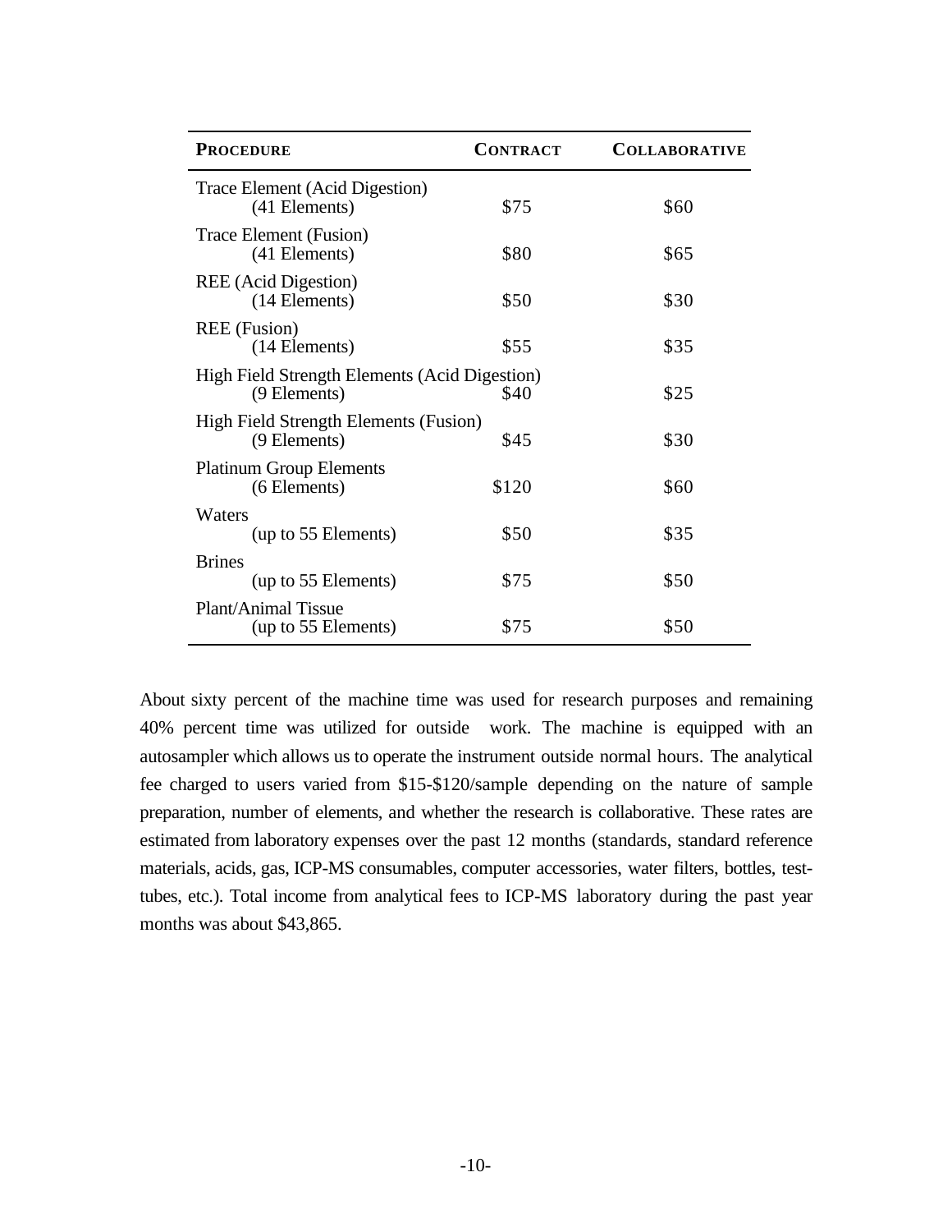| PROCEDURE | CONTRACT | COLLABORATIVE |
|---|---|---|
| Trace Element (Acid Digestion) (41 Elements) | $75 | $60 |
| Trace Element (Fusion) (41 Elements) | $80 | $65 |
| REE (Acid Digestion) (14 Elements) | $50 | $30 |
| REE (Fusion) (14 Elements) | $55 | $35 |
| High Field Strength Elements (Acid Digestion) (9 Elements) | $40 | $25 |
| High Field Strength Elements (Fusion) (9 Elements) | $45 | $30 |
| Platinum Group Elements (6 Elements) | $120 | $60 |
| Waters (up to 55 Elements) | $50 | $35 |
| Brines (up to 55 Elements) | $75 | $50 |
| Plant/Animal Tissue (up to 55 Elements) | $75 | $50 |

About sixty percent of the machine time was used for research purposes and remaining 40% percent time was utilized for outside work. The machine is equipped with an autosampler which allows us to operate the instrument outside normal hours. The analytical fee charged to users varied from $15-$120/sample depending on the nature of sample preparation, number of elements, and whether the research is collaborative. These rates are estimated from laboratory expenses over the past 12 months (standards, standard reference materials, acids, gas, ICP-MS consumables, computer accessories, water filters, bottles, test-tubes, etc.). Total income from analytical fees to ICP-MS laboratory during the past year months was about $43,865.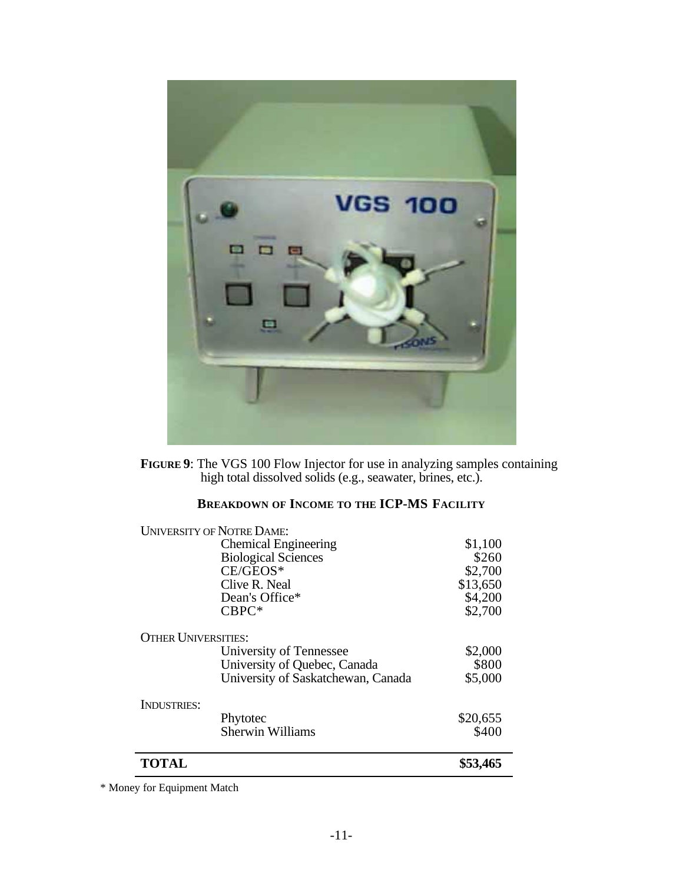**FIGURE 9**: The VGS 100 Flow Injector for use in analyzing samples containing high total dissolved solids (e.g., seawater, brines, etc.).

### BREAKDOWN OF INCOME TO THE ICP-MS FACILITY

| | | |
|---|---|---|
| UNIVERSITY OF NOTRE DAME: | | |
| | Chemical Engineering | $1,100 |
| | Biological Sciences | $260 |
| | CE/GEOS* | $2,700 |
| | Clive R. Neal | $13,650 |
| | Dean's Office* | $4,200 |
| | CBPC* | $2,700 |
| OTHER UNIVERSITIES: | | |
| | University of Tennessee | $2,000 |
| | University of Quebec, Canada | $800 |
| | University of Saskatchewan, Canada | $5,000 |
| INDUSTRIES: | | |
| | Phytotec | $20,655 |
| | Sherwin Williams | $400 |
| **TOTAL** | | **$53,465** |

\* Money for Equipment Match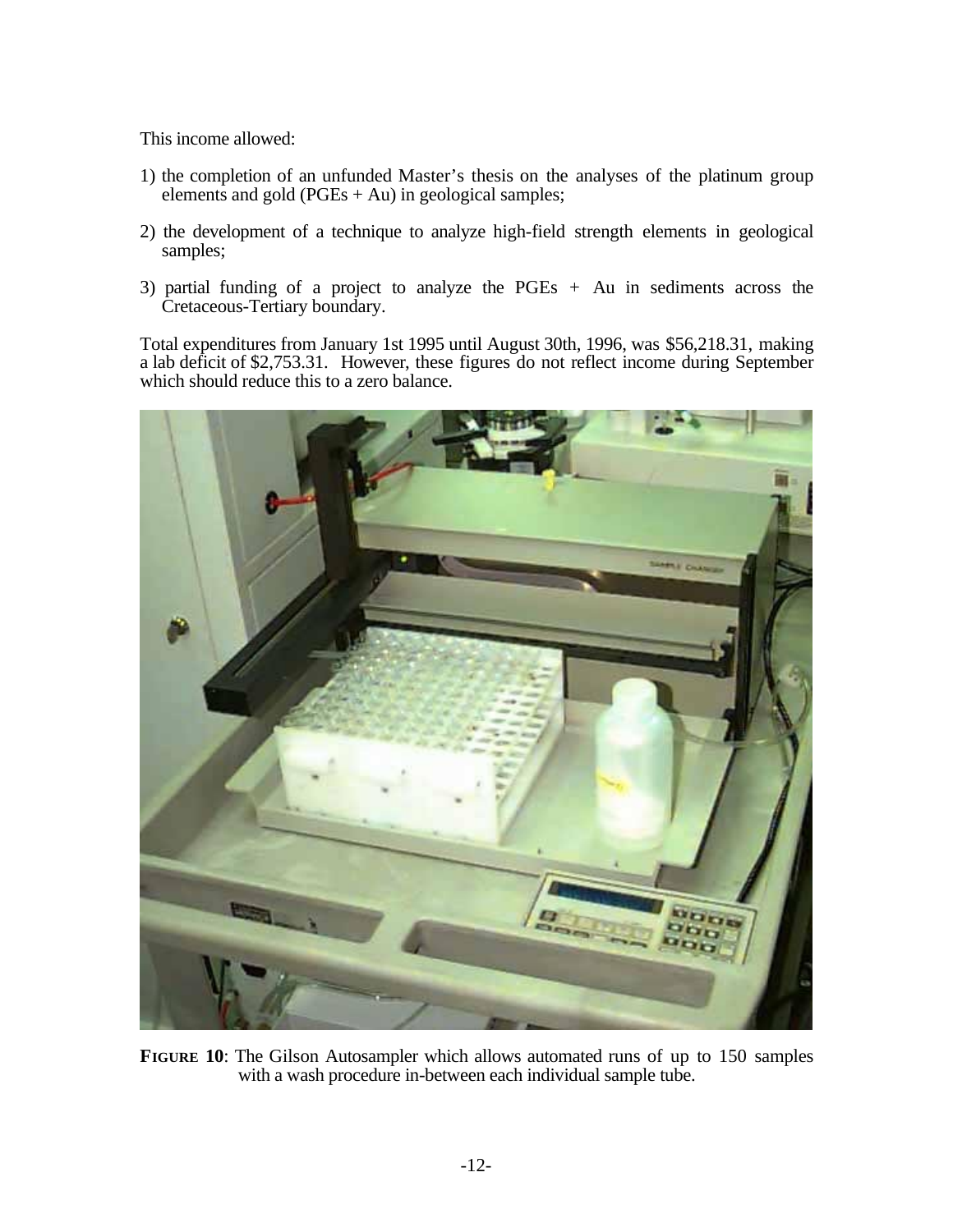This income allowed:

1) the completion of an unfunded Master's thesis on the analyses of the platinum group elements and gold (PGEs + Au) in geological samples;

2) the development of a technique to analyze high-field strength elements in geological samples;

3) partial funding of a project to analyze the PGEs + Au in sediments across the Cretaceous-Tertiary boundary.

Total expenditures from January 1st 1995 until August 30th, 1996, was $56,218.31, making a lab deficit of $2,753.31. However, these figures do not reflect income during September which should reduce this to a zero balance.

**FIGURE 10**: The Gilson Autosampler which allows automated runs of up to 150 samples with a wash procedure in-between each individual sample tube.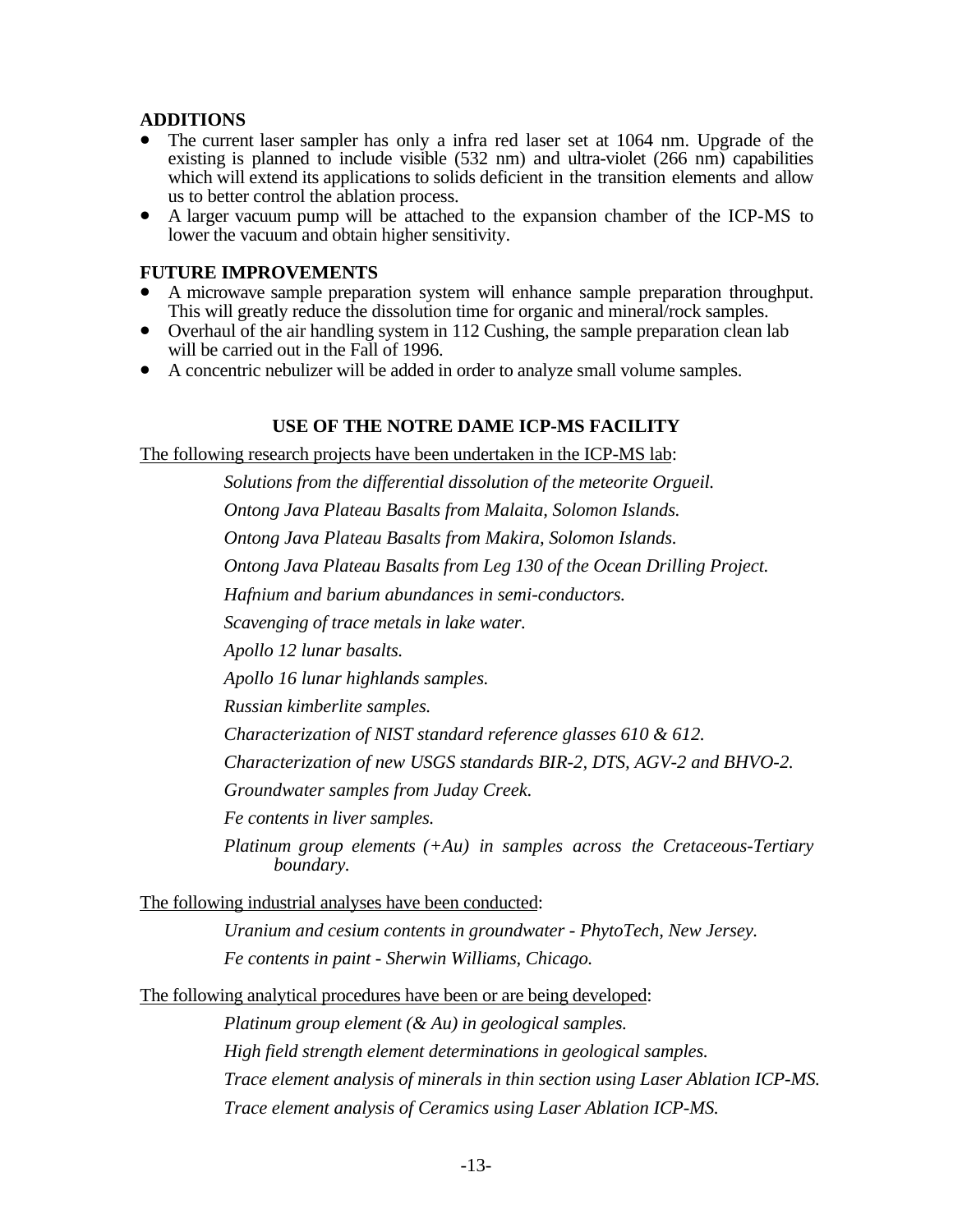## ADDITIONS

- The current laser sampler has only a infra red laser set at 1064 nm. Upgrade of the existing is planned to include visible (532 nm) and ultra-violet (266 nm) capabilities which will extend its applications to solids deficient in the transition elements and allow us to better control the ablation process.
- A larger vacuum pump will be attached to the expansion chamber of the ICP-MS to lower the vacuum and obtain higher sensitivity.

## FUTURE IMPROVEMENTS

- A microwave sample preparation system will enhance sample preparation throughput. This will greatly reduce the dissolution time for organic and mineral/rock samples.
- Overhaul of the air handling system in 112 Cushing, the sample preparation clean lab will be carried out in the Fall of 1996.
- A concentric nebulizer will be added in order to analyze small volume samples.

## USE OF THE NOTRE DAME ICP-MS FACILITY

The following research projects have been undertaken in the ICP-MS lab:

*Solutions from the differential dissolution of the meteorite Orgueil.*

*Ontong Java Plateau Basalts from Malaita, Solomon Islands.*

*Ontong Java Plateau Basalts from Makira, Solomon Islands.*

*Ontong Java Plateau Basalts from Leg 130 of the Ocean Drilling Project.*

*Hafnium and barium abundances in semi-conductors.*

*Scavenging of trace metals in lake water.*

*Apollo 12 lunar basalts.*

*Apollo 16 lunar highlands samples.*

*Russian kimberlite samples.*

*Characterization of NIST standard reference glasses 610 & 612.*

*Characterization of new USGS standards BIR-2, DTS, AGV-2 and BHVO-2.*

*Groundwater samples from Juday Creek.*

*Fe contents in liver samples.*

*Platinum group elements (+Au) in samples across the Cretaceous-Tertiary boundary.*

The following industrial analyses have been conducted:

*Uranium and cesium contents in groundwater - PhytoTech, New Jersey.*

*Fe contents in paint - Sherwin Williams, Chicago.*

The following analytical procedures have been or are being developed:

*Platinum group element (& Au) in geological samples.*

*High field strength element determinations in geological samples.*

*Trace element analysis of minerals in thin section using Laser Ablation ICP-MS.*

*Trace element analysis of Ceramics using Laser Ablation ICP-MS.*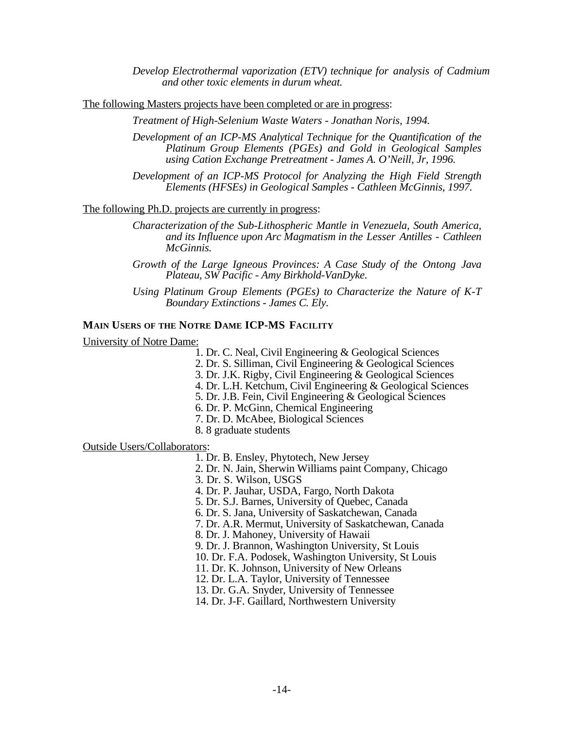*Develop Electrothermal vaporization (ETV) technique for analysis of Cadmium and other toxic elements in durum wheat.*

<u>The following Masters projects have been completed or are in progress</u>:

*Treatment of High-Selenium Waste Waters - Jonathan Noris, 1994.*

*Development of an ICP-MS Analytical Technique for the Quantification of the Platinum Group Elements (PGEs) and Gold in Geological Samples using Cation Exchange Pretreatment - James A. O'Neill, Jr, 1996.*

*Development of an ICP-MS Protocol for Analyzing the High Field Strength Elements (HFSEs) in Geological Samples - Cathleen McGinnis, 1997.*

<u>The following Ph.D. projects are currently in progress</u>:

*Characterization of the Sub-Lithospheric Mantle in Venezuela, South America, and its Influence upon Arc Magmatism in the Lesser Antilles - Cathleen McGinnis.*

*Growth of the Large Igneous Provinces: A Case Study of the Ontong Java Plateau, SW Pacific - Amy Birkhold-VanDyke.*

*Using Platinum Group Elements (PGEs) to Characterize the Nature of K-T Boundary Extinctions - James C. Ely.*

### MAIN USERS OF THE NOTRE DAME ICP-MS FACILITY

<u>University of Notre Dame:</u>

1. Dr. C. Neal, Civil Engineering & Geological Sciences
2. Dr. S. Silliman, Civil Engineering & Geological Sciences
3. Dr. J.K. Rigby, Civil Engineering & Geological Sciences
4. Dr. L.H. Ketchum, Civil Engineering & Geological Sciences
5. Dr. J.B. Fein, Civil Engineering & Geological Sciences
6. Dr. P. McGinn, Chemical Engineering
7. Dr. D. McAbee, Biological Sciences
8. 8 graduate students

<u>Outside Users/Collaborators</u>:

1. Dr. B. Ensley, Phytotech, New Jersey
2. Dr. N. Jain, Sherwin Williams paint Company, Chicago
3. Dr. S. Wilson, USGS
4. Dr. P. Jauhar, USDA, Fargo, North Dakota
5. Dr. S.J. Barnes, University of Quebec, Canada
6. Dr. S. Jana, University of Saskatchewan, Canada
7. Dr. A.R. Mermut, University of Saskatchewan, Canada
8. Dr. J. Mahoney, University of Hawaii
9. Dr. J. Brannon, Washington University, St Louis
10. Dr. F.A. Podosek, Washington University, St Louis
11. Dr. K. Johnson, University of New Orleans
12. Dr. L.A. Taylor, University of Tennessee
13. Dr. G.A. Snyder, University of Tennessee
14. Dr. J-F. Gaillard, Northwestern University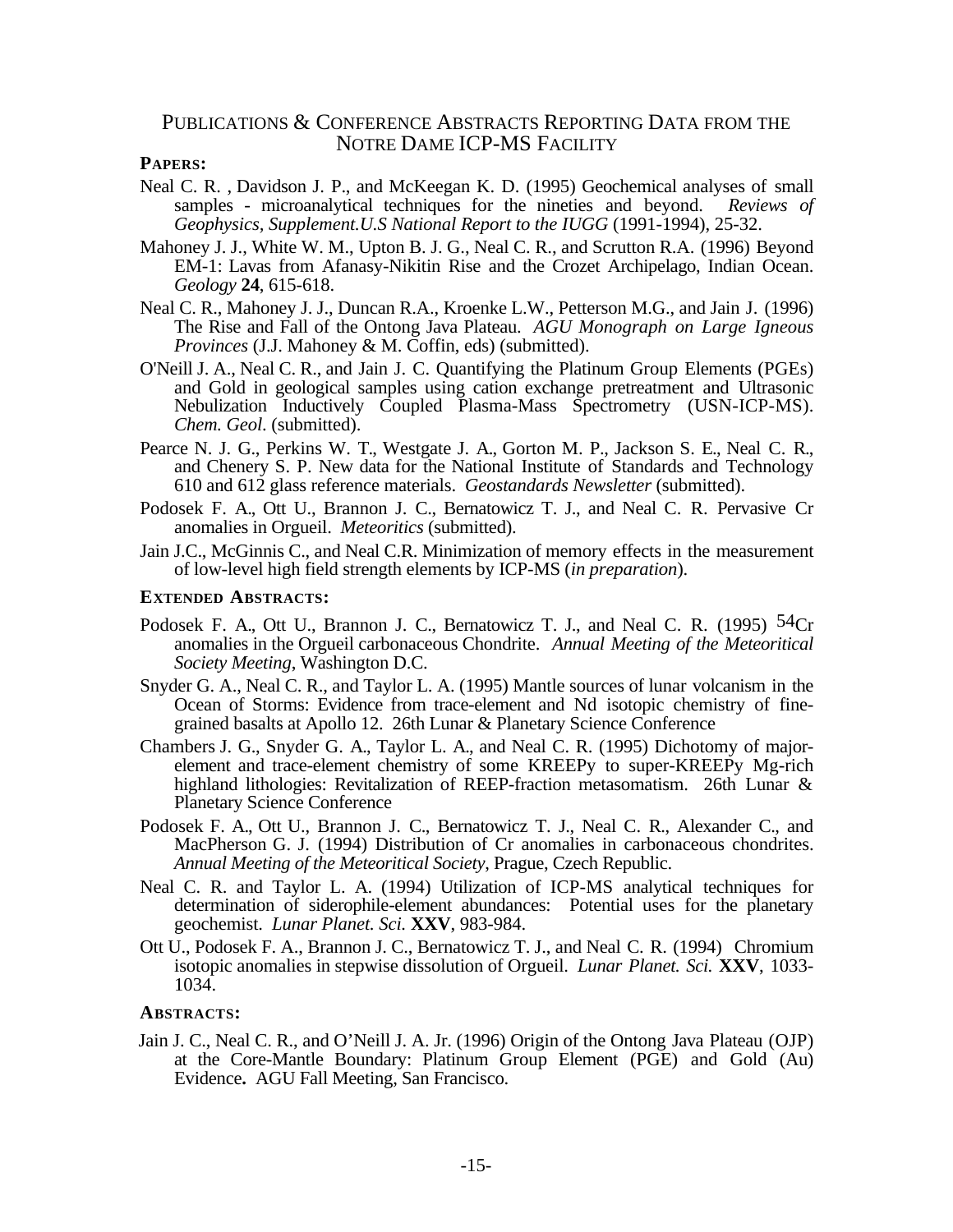## Publications & Conference Abstracts Reporting Data from the Notre Dame ICP-MS Facility

**Papers:**

Neal C. R. , Davidson J. P., and McKeegan K. D. (1995) Geochemical analyses of small samples - microanalytical techniques for the nineties and beyond. *Reviews of Geophysics, Supplement.U.S National Report to the IUGG* (1991-1994), 25-32.

Mahoney J. J., White W. M., Upton B. J. G., Neal C. R., and Scrutton R.A. (1996) Beyond EM-1: Lavas from Afanasy-Nikitin Rise and the Crozet Archipelago, Indian Ocean. *Geology* **24**, 615-618.

Neal C. R., Mahoney J. J., Duncan R.A., Kroenke L.W., Petterson M.G., and Jain J. (1996) The Rise and Fall of the Ontong Java Plateau. *AGU Monograph on Large Igneous Provinces* (J.J. Mahoney & M. Coffin, eds) (submitted).

O'Neill J. A., Neal C. R., and Jain J. C. Quantifying the Platinum Group Elements (PGEs) and Gold in geological samples using cation exchange pretreatment and Ultrasonic Nebulization Inductively Coupled Plasma-Mass Spectrometry (USN-ICP-MS). *Chem. Geol*. (submitted).

Pearce N. J. G., Perkins W. T., Westgate J. A., Gorton M. P., Jackson S. E., Neal C. R., and Chenery S. P. New data for the National Institute of Standards and Technology 610 and 612 glass reference materials. *Geostandards Newsletter* (submitted).

Podosek F. A., Ott U., Brannon J. C., Bernatowicz T. J., and Neal C. R. Pervasive Cr anomalies in Orgueil. *Meteoritics* (submitted).

Jain J.C., McGinnis C., and Neal C.R. Minimization of memory effects in the measurement of low-level high field strength elements by ICP-MS (*in preparation*).

**Extended Abstracts:**

Podosek F. A., Ott U., Brannon J. C., Bernatowicz T. J., and Neal C. R. (1995) $^{54}Cr$ anomalies in the Orgueil carbonaceous Chondrite. *Annual Meeting of the Meteoritical Society Meeting*, Washington D.C.

Snyder G. A., Neal C. R., and Taylor L. A. (1995) Mantle sources of lunar volcanism in the Ocean of Storms: Evidence from trace-element and Nd isotopic chemistry of fine-grained basalts at Apollo 12. 26th Lunar & Planetary Science Conference

Chambers J. G., Snyder G. A., Taylor L. A., and Neal C. R. (1995) Dichotomy of major-element and trace-element chemistry of some KREEPy to super-KREEPy Mg-rich highland lithologies: Revitalization of REEP-fraction metasomatism. 26th Lunar & Planetary Science Conference

Podosek F. A., Ott U., Brannon J. C., Bernatowicz T. J., Neal C. R., Alexander C., and MacPherson G. J. (1994) Distribution of Cr anomalies in carbonaceous chondrites. *Annual Meeting of the Meteoritical Society*, Prague, Czech Republic.

Neal C. R. and Taylor L. A. (1994) Utilization of ICP-MS analytical techniques for determination of siderophile-element abundances: Potential uses for the planetary geochemist. *Lunar Planet. Sci.* **XXV**, 983-984.

Ott U., Podosek F. A., Brannon J. C., Bernatowicz T. J., and Neal C. R. (1994) Chromium isotopic anomalies in stepwise dissolution of Orgueil. *Lunar Planet. Sci.* **XXV**, 1033-1034.

**Abstracts:**

Jain J. C., Neal C. R., and O'Neill J. A. Jr. (1996) Origin of the Ontong Java Plateau (OJP) at the Core-Mantle Boundary: Platinum Group Element (PGE) and Gold (Au) Evidence**.** AGU Fall Meeting, San Francisco.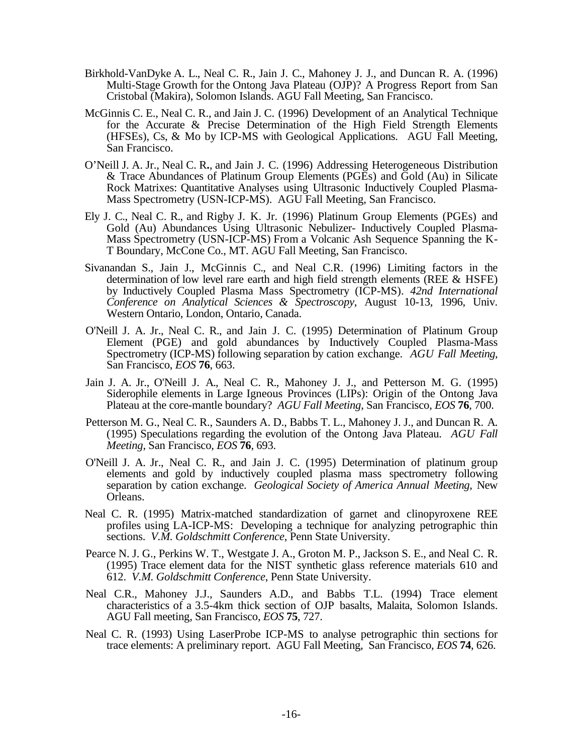Birkhold-VanDyke A. L., Neal C. R., Jain J. C., Mahoney J. J., and Duncan R. A. (1996) Multi-Stage Growth for the Ontong Java Plateau (OJP)? A Progress Report from San Cristobal (Makira), Solomon Islands. AGU Fall Meeting, San Francisco.

McGinnis C. E., Neal C. R., and Jain J. C. (1996) Development of an Analytical Technique for the Accurate & Precise Determination of the High Field Strength Elements (HFSEs), Cs, & Mo by ICP-MS with Geological Applications. AGU Fall Meeting, San Francisco.

O'Neill J. A. Jr., Neal C. R., and Jain J. C. (1996) Addressing Heterogeneous Distribution & Trace Abundances of Platinum Group Elements (PGEs) and Gold (Au) in Silicate Rock Matrixes: Quantitative Analyses using Ultrasonic Inductively Coupled Plasma-Mass Spectrometry (USN-ICP-MS). AGU Fall Meeting, San Francisco.

Ely J. C., Neal C. R., and Rigby J. K. Jr. (1996) Platinum Group Elements (PGEs) and Gold (Au) Abundances Using Ultrasonic Nebulizer- Inductively Coupled Plasma-Mass Spectrometry (USN-ICP-MS) From a Volcanic Ash Sequence Spanning the K-T Boundary, McCone Co., MT. AGU Fall Meeting, San Francisco.

Sivanandan S., Jain J., McGinnis C., and Neal C.R. (1996) Limiting factors in the determination of low level rare earth and high field strength elements (REE & HSFE) by Inductively Coupled Plasma Mass Spectrometry (ICP-MS). *42nd International Conference on Analytical Sciences & Spectroscopy*, August 10-13, 1996, Univ. Western Ontario, London, Ontario, Canada.

O'Neill J. A. Jr., Neal C. R., and Jain J. C. (1995) Determination of Platinum Group Element (PGE) and gold abundances by Inductively Coupled Plasma-Mass Spectrometry (ICP-MS) following separation by cation exchange. *AGU Fall Meeting*, San Francisco, *EOS* **76**, 663.

Jain J. A. Jr., O'Neill J. A., Neal C. R., Mahoney J. J., and Petterson M. G. (1995) Siderophile elements in Large Igneous Provinces (LIPs): Origin of the Ontong Java Plateau at the core-mantle boundary? *AGU Fall Meeting*, San Francisco, *EOS* **76**, 700.

Petterson M. G., Neal C. R., Saunders A. D., Babbs T. L., Mahoney J. J., and Duncan R. A. (1995) Speculations regarding the evolution of the Ontong Java Plateau. *AGU Fall Meeting*, San Francisco, *EOS* **76**, 693.

O'Neill J. A. Jr., Neal C. R., and Jain J. C. (1995) Determination of platinum group elements and gold by inductively coupled plasma mass spectrometry following separation by cation exchange. *Geological Society of America Annual Meeting*, New Orleans.

Neal C. R. (1995) Matrix-matched standardization of garnet and clinopyroxene REE profiles using LA-ICP-MS: Developing a technique for analyzing petrographic thin sections. *V.M. Goldschmitt Conference*, Penn State University.

Pearce N. J. G., Perkins W. T., Westgate J. A., Groton M. P., Jackson S. E., and Neal C. R. (1995) Trace element data for the NIST synthetic glass reference materials 610 and 612. *V.M. Goldschmitt Conference*, Penn State University.

Neal C.R., Mahoney J.J., Saunders A.D., and Babbs T.L. (1994) Trace element characteristics of a 3.5-4km thick section of OJP basalts, Malaita, Solomon Islands. AGU Fall meeting, San Francisco, *EOS* **75**, 727.

Neal C. R. (1993) Using LaserProbe ICP-MS to analyse petrographic thin sections for trace elements: A preliminary report. AGU Fall Meeting, San Francisco, *EOS* **74**, 626.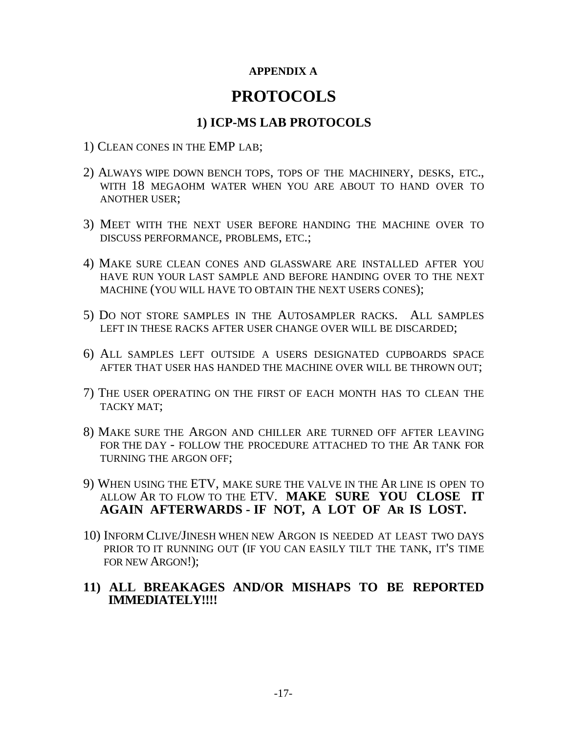**APPENDIX A**

# PROTOCOLS

## 1) ICP-MS LAB PROTOCOLS

1) CLEAN CONES IN THE EMP LAB;

2) ALWAYS WIPE DOWN BENCH TOPS, TOPS OF THE MACHINERY, DESKS, ETC., WITH 18 MEGAOHM WATER WHEN YOU ARE ABOUT TO HAND OVER TO ANOTHER USER;

3) MEET WITH THE NEXT USER BEFORE HANDING THE MACHINE OVER TO DISCUSS PERFORMANCE, PROBLEMS, ETC.;

4) MAKE SURE CLEAN CONES AND GLASSWARE ARE INSTALLED AFTER YOU HAVE RUN YOUR LAST SAMPLE AND BEFORE HANDING OVER TO THE NEXT MACHINE (YOU WILL HAVE TO OBTAIN THE NEXT USERS CONES);

5) DO NOT STORE SAMPLES IN THE AUTOSAMPLER RACKS. ALL SAMPLES LEFT IN THESE RACKS AFTER USER CHANGE OVER WILL BE DISCARDED;

6) ALL SAMPLES LEFT OUTSIDE A USERS DESIGNATED CUPBOARDS SPACE AFTER THAT USER HAS HANDED THE MACHINE OVER WILL BE THROWN OUT;

7) THE USER OPERATING ON THE FIRST OF EACH MONTH HAS TO CLEAN THE TACKY MAT;

8) MAKE SURE THE ARGON AND CHILLER ARE TURNED OFF AFTER LEAVING FOR THE DAY - FOLLOW THE PROCEDURE ATTACHED TO THE AR TANK FOR TURNING THE ARGON OFF;

9) WHEN USING THE ETV, MAKE SURE THE VALVE IN THE AR LINE IS OPEN TO ALLOW AR TO FLOW TO THE ETV. **MAKE SURE YOU CLOSE IT AGAIN AFTERWARDS - IF NOT, A LOT OF AR IS LOST.**

10) INFORM CLIVE/JINESH WHEN NEW ARGON IS NEEDED AT LEAST TWO DAYS PRIOR TO IT RUNNING OUT (IF YOU CAN EASILY TILT THE TANK, IT'S TIME FOR NEW ARGON!);

**11) ALL BREAKAGES AND/OR MISHAPS TO BE REPORTED IMMEDIATELY!!!!**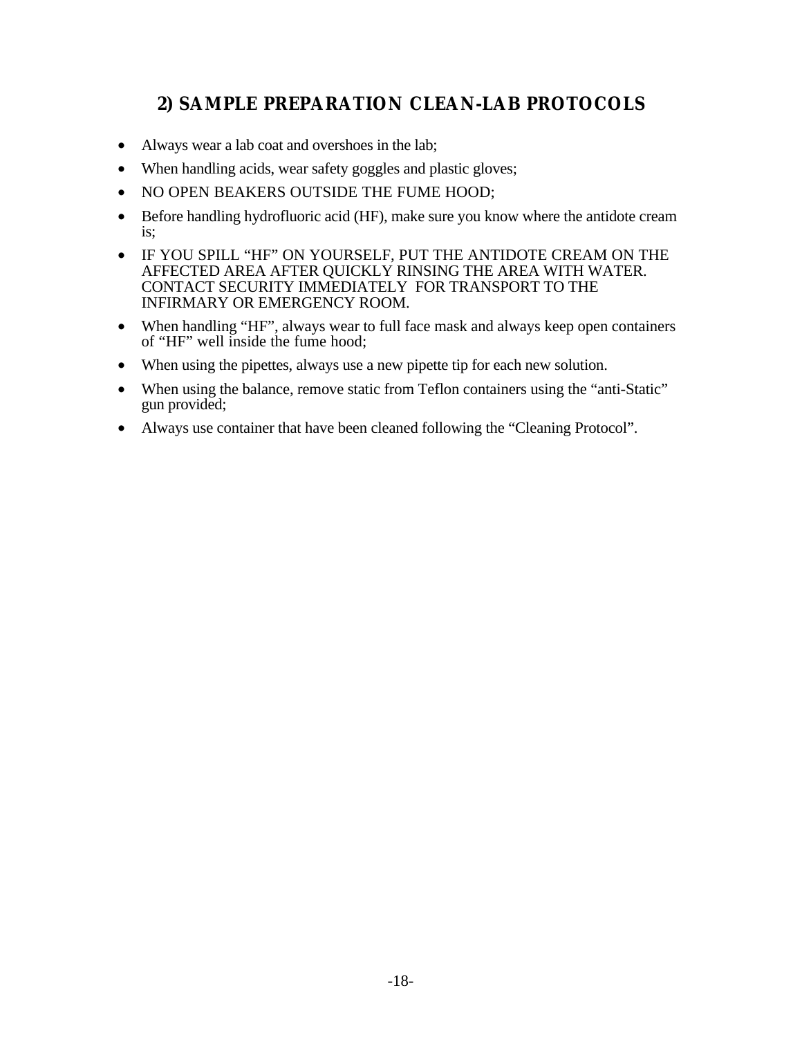## 2) SAMPLE PREPARATION CLEAN-LAB PROTOCOLS

- Always wear a lab coat and overshoes in the lab;
- When handling acids, wear safety goggles and plastic gloves;
- NO OPEN BEAKERS OUTSIDE THE FUME HOOD;
- Before handling hydrofluoric acid (HF), make sure you know where the antidote cream is;
- IF YOU SPILL “HF” ON YOURSELF, PUT THE ANTIDOTE CREAM ON THE AFFECTED AREA AFTER QUICKLY RINSING THE AREA WITH WATER. CONTACT SECURITY IMMEDIATELY FOR TRANSPORT TO THE INFIRMARY OR EMERGENCY ROOM.
- When handling “HF”, always wear to full face mask and always keep open containers of “HF” well inside the fume hood;
- When using the pipettes, always use a new pipette tip for each new solution.
- When using the balance, remove static from Teflon containers using the “anti-Static” gun provided;
- Always use container that have been cleaned following the “Cleaning Protocol”.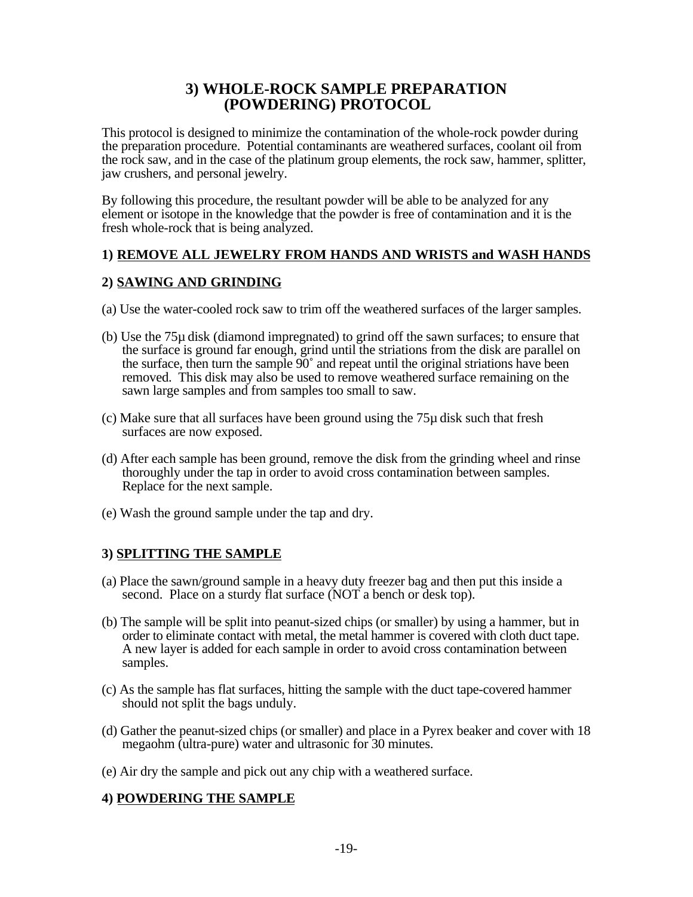## 3) WHOLE-ROCK SAMPLE PREPARATION (POWDERING) PROTOCOL

This protocol is designed to minimize the contamination of the whole-rock powder during the preparation procedure. Potential contaminants are weathered surfaces, coolant oil from the rock saw, and in the case of the platinum group elements, the rock saw, hammer, splitter, jaw crushers, and personal jewelry.

By following this procedure, the resultant powder will be able to be analyzed for any element or isotope in the knowledge that the powder is free of contamination and it is the fresh whole-rock that is being analyzed.

### 1) <u>REMOVE ALL JEWELRY FROM HANDS AND WRISTS and WASH HANDS</u>

### 2) <u>SAWING AND GRINDING</u>

(a) Use the water-cooled rock saw to trim off the weathered surfaces of the larger samples.

(b) Use the 75µ disk (diamond impregnated) to grind off the sawn surfaces; to ensure that the surface is ground far enough, grind until the striations from the disk are parallel on the surface, then turn the sample 90˚ and repeat until the original striations have been removed. This disk may also be used to remove weathered surface remaining on the sawn large samples and from samples too small to saw.

(c) Make sure that all surfaces have been ground using the 75µ disk such that fresh surfaces are now exposed.

(d) After each sample has been ground, remove the disk from the grinding wheel and rinse thoroughly under the tap in order to avoid cross contamination between samples. Replace for the next sample.

(e) Wash the ground sample under the tap and dry.

### 3) <u>SPLITTING THE SAMPLE</u>

(a) Place the sawn/ground sample in a heavy duty freezer bag and then put this inside a second. Place on a sturdy flat surface (NOT a bench or desk top).

(b) The sample will be split into peanut-sized chips (or smaller) by using a hammer, but in order to eliminate contact with metal, the metal hammer is covered with cloth duct tape. A new layer is added for each sample in order to avoid cross contamination between samples.

(c) As the sample has flat surfaces, hitting the sample with the duct tape-covered hammer should not split the bags unduly.

(d) Gather the peanut-sized chips (or smaller) and place in a Pyrex beaker and cover with 18 megaohm (ultra-pure) water and ultrasonic for 30 minutes.

(e) Air dry the sample and pick out any chip with a weathered surface.

### 4) <u>POWDERING THE SAMPLE</u>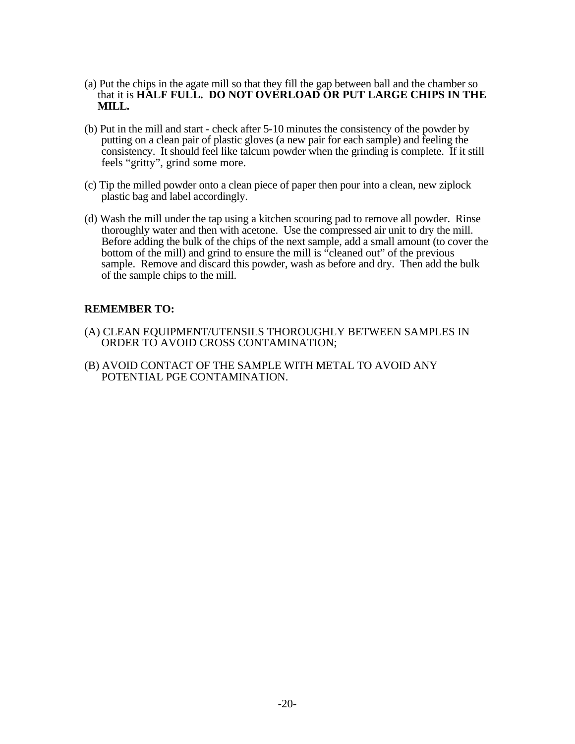(a) Put the chips in the agate mill so that they fill the gap between ball and the chamber so that it is **HALF FULL. DO NOT OVERLOAD OR PUT LARGE CHIPS IN THE MILL.**

(b) Put in the mill and start - check after 5-10 minutes the consistency of the powder by putting on a clean pair of plastic gloves (a new pair for each sample) and feeling the consistency. It should feel like talcum powder when the grinding is complete. If it still feels "gritty", grind some more.

(c) Tip the milled powder onto a clean piece of paper then pour into a clean, new ziplock plastic bag and label accordingly.

(d) Wash the mill under the tap using a kitchen scouring pad to remove all powder. Rinse thoroughly water and then with acetone. Use the compressed air unit to dry the mill. Before adding the bulk of the chips of the next sample, add a small amount (to cover the bottom of the mill) and grind to ensure the mill is "cleaned out" of the previous sample. Remove and discard this powder, wash as before and dry. Then add the bulk of the sample chips to the mill.

**REMEMBER TO:**

(A) CLEAN EQUIPMENT/UTENSILS THOROUGHLY BETWEEN SAMPLES IN ORDER TO AVOID CROSS CONTAMINATION;

(B) AVOID CONTACT OF THE SAMPLE WITH METAL TO AVOID ANY POTENTIAL PGE CONTAMINATION.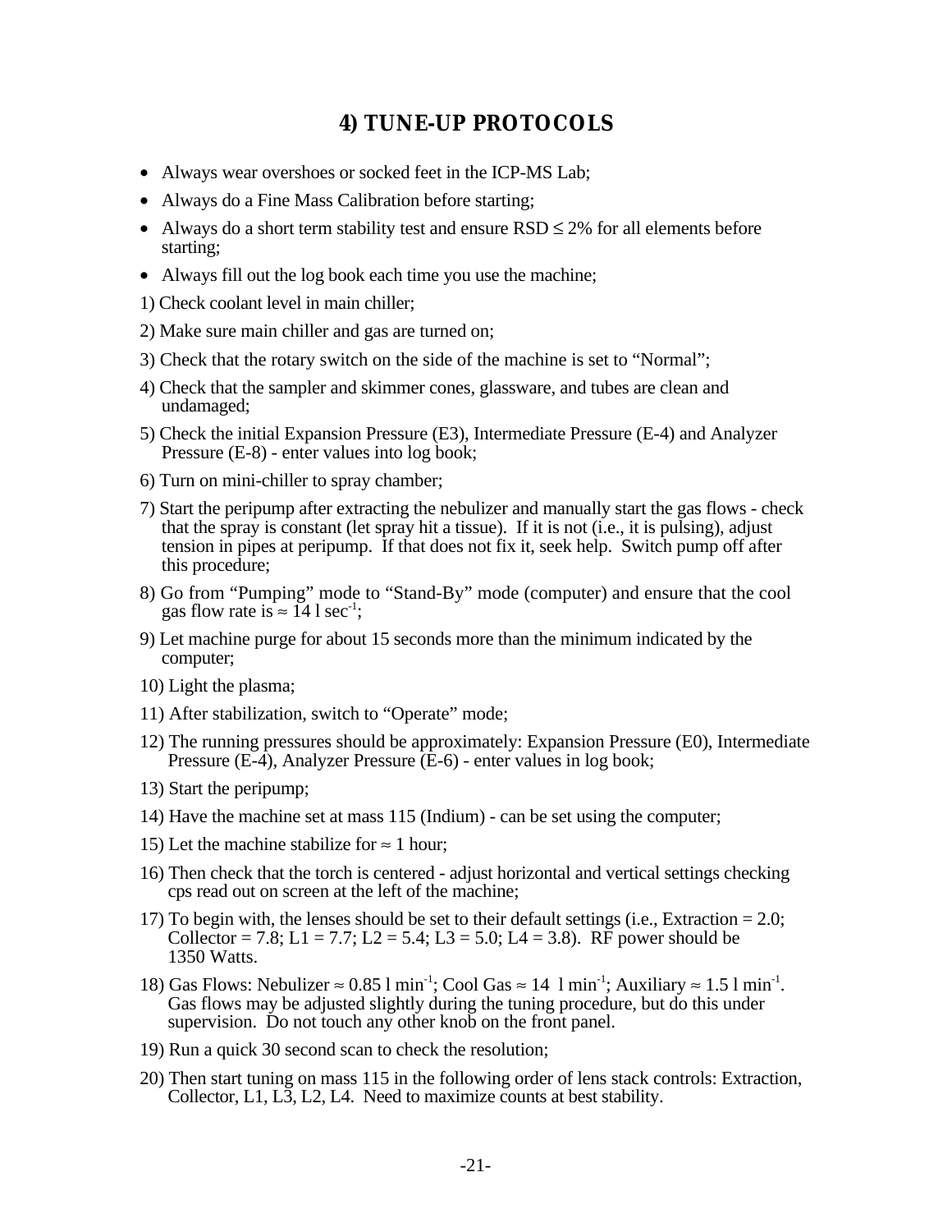# 4) TUNE-UP PROTOCOLS

- Always wear overshoes or socked feet in the ICP-MS Lab;
- Always do a Fine Mass Calibration before starting;
- Always do a short term stability test and ensure RSD $\leq$ 2% for all elements before starting;
- Always fill out the log book each time you use the machine;

1) Check coolant level in main chiller;
2) Make sure main chiller and gas are turned on;
3) Check that the rotary switch on the side of the machine is set to "Normal";
4) Check that the sampler and skimmer cones, glassware, and tubes are clean and undamaged;
5) Check the initial Expansion Pressure (E3), Intermediate Pressure (E-4) and Analyzer Pressure (E-8) - enter values into log book;
6) Turn on mini-chiller to spray chamber;
7) Start the peripump after extracting the nebulizer and manually start the gas flows - check that the spray is constant (let spray hit a tissue). If it is not (i.e., it is pulsing), adjust tension in pipes at peripump. If that does not fix it, seek help. Switch pump off after this procedure;
8) Go from "Pumping" mode to "Stand-By" mode (computer) and ensure that the cool gas flow rate is $\approx$ 14 l sec$^{-1}$;
9) Let machine purge for about 15 seconds more than the minimum indicated by the computer;
10) Light the plasma;
11) After stabilization, switch to "Operate" mode;
12) The running pressures should be approximately: Expansion Pressure (E0), Intermediate Pressure (E-4), Analyzer Pressure (E-6) - enter values in log book;
13) Start the peripump;
14) Have the machine set at mass 115 (Indium) - can be set using the computer;
15) Let the machine stabilize for $\approx$ 1 hour;
16) Then check that the torch is centered - adjust horizontal and vertical settings checking cps read out on screen at the left of the machine;
17) To begin with, the lenses should be set to their default settings (i.e., Extraction = 2.0; Collector = 7.8; L1 = 7.7; L2 = 5.4; L3 = 5.0; L4 = 3.8). RF power should be 1350 Watts.
18) Gas Flows: Nebulizer $\approx$ 0.85 l min$^{-1}$; Cool Gas $\approx$ 14 l min$^{-1}$; Auxiliary $\approx$ 1.5 l min$^{-1}$. Gas flows may be adjusted slightly during the tuning procedure, but do this under supervision. Do not touch any other knob on the front panel.
19) Run a quick 30 second scan to check the resolution;
20) Then start tuning on mass 115 in the following order of lens stack controls: Extraction, Collector, L1, L3, L2, L4. Need to maximize counts at best stability.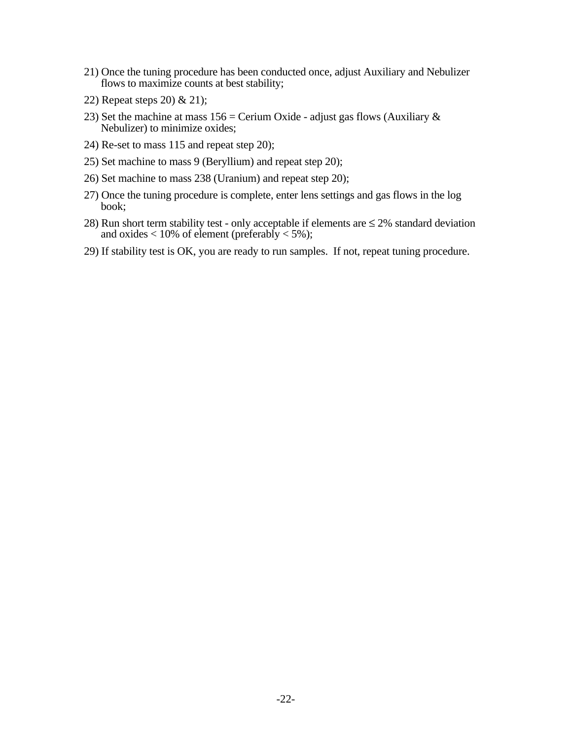21) Once the tuning procedure has been conducted once, adjust Auxiliary and Nebulizer flows to maximize counts at best stability;

22) Repeat steps 20) & 21);

23) Set the machine at mass 156 = Cerium Oxide - adjust gas flows (Auxiliary & Nebulizer) to minimize oxides;

24) Re-set to mass 115 and repeat step 20);

25) Set machine to mass 9 (Beryllium) and repeat step 20);

26) Set machine to mass 238 (Uranium) and repeat step 20);

27) Once the tuning procedure is complete, enter lens settings and gas flows in the log book;

28) Run short term stability test - only acceptable if elements are $\leq$ 2% standard deviation and oxides < 10% of element (preferably < 5%);

29) If stability test is OK, you are ready to run samples. If not, repeat tuning procedure.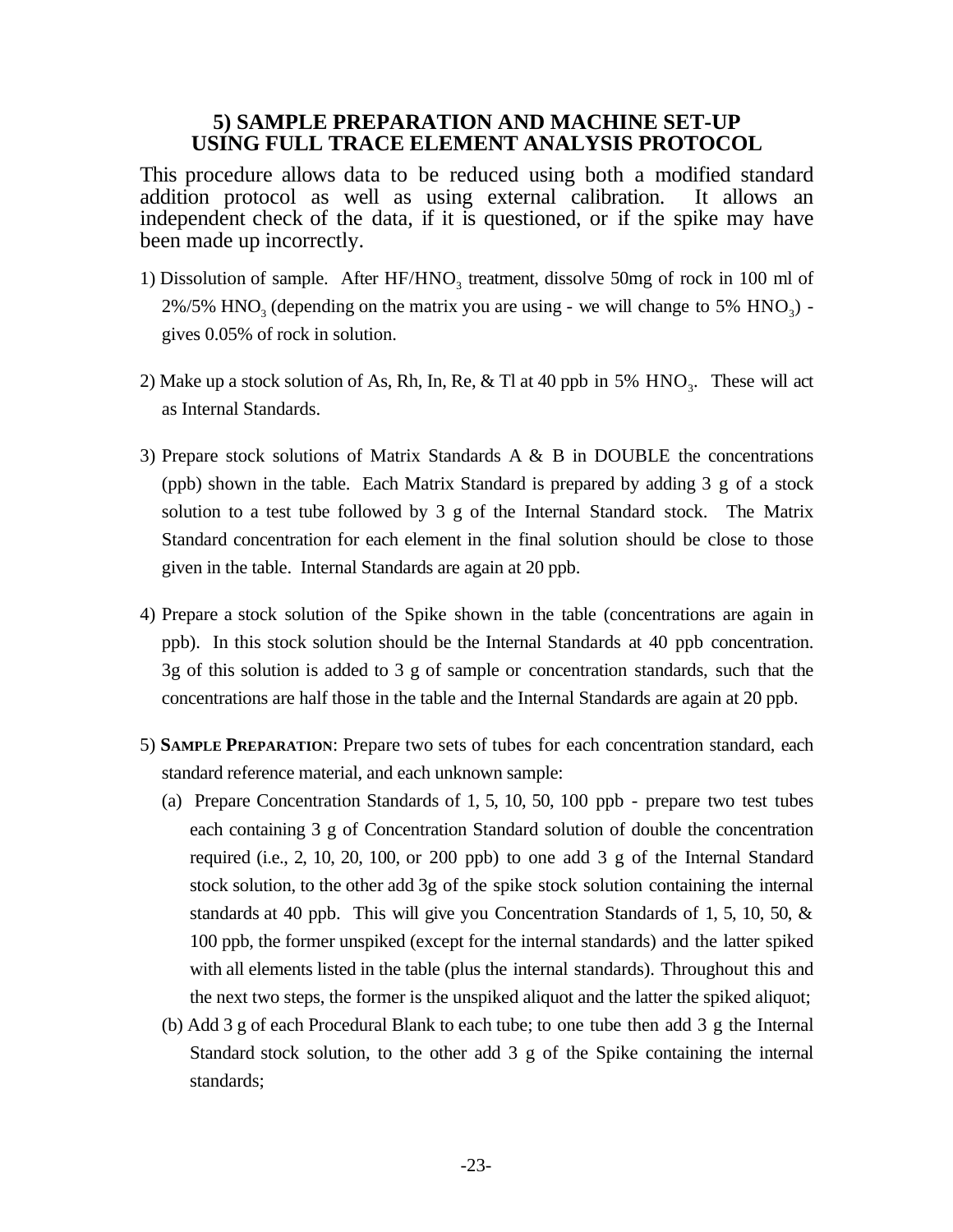## 5) SAMPLE PREPARATION AND MACHINE SET-UP USING FULL TRACE ELEMENT ANALYSIS PROTOCOL

This procedure allows data to be reduced using both a modified standard addition protocol as well as using external calibration. It allows an independent check of the data, if it is questioned, or if the spike may have been made up incorrectly.

1) Dissolution of sample. After $HF/HNO_3$ treatment, dissolve 50mg of rock in 100 ml of 2%/5% $HNO_3$ (depending on the matrix you are using - we will change to 5% $HNO_3$) - gives 0.05% of rock in solution.

2) Make up a stock solution of As, Rh, In, Re, & Tl at 40 ppb in 5% $HNO_3$. These will act as Internal Standards.

3) Prepare stock solutions of Matrix Standards A & B in DOUBLE the concentrations (ppb) shown in the table. Each Matrix Standard is prepared by adding 3 g of a stock solution to a test tube followed by 3 g of the Internal Standard stock. The Matrix Standard concentration for each element in the final solution should be close to those given in the table. Internal Standards are again at 20 ppb.

4) Prepare a stock solution of the Spike shown in the table (concentrations are again in ppb). In this stock solution should be the Internal Standards at 40 ppb concentration. 3g of this solution is added to 3 g of sample or concentration standards, such that the concentrations are half those in the table and the Internal Standards are again at 20 ppb.

5) **SAMPLE PREPARATION**: Prepare two sets of tubes for each concentration standard, each standard reference material, and each unknown sample:

   (a) Prepare Concentration Standards of 1, 5, 10, 50, 100 ppb - prepare two test tubes each containing 3 g of Concentration Standard solution of double the concentration required (i.e., 2, 10, 20, 100, or 200 ppb) to one add 3 g of the Internal Standard stock solution, to the other add 3g of the spike stock solution containing the internal standards at 40 ppb. This will give you Concentration Standards of 1, 5, 10, 50, & 100 ppb, the former unspiked (except for the internal standards) and the latter spiked with all elements listed in the table (plus the internal standards). Throughout this and the next two steps, the former is the unspiked aliquot and the latter the spiked aliquot;

   (b) Add 3 g of each Procedural Blank to each tube; to one tube then add 3 g the Internal Standard stock solution, to the other add 3 g of the Spike containing the internal standards;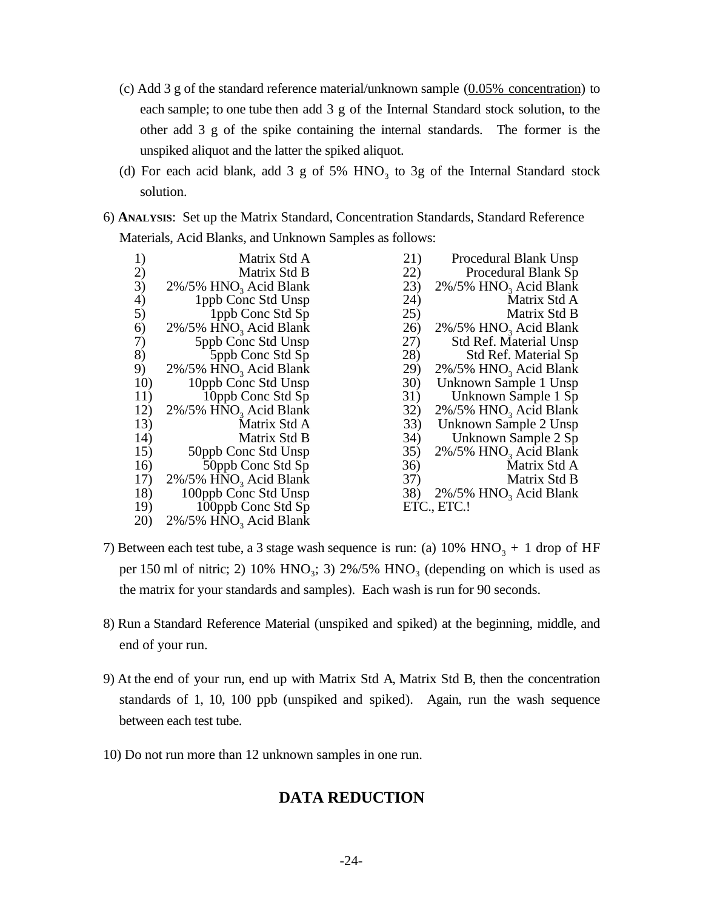(c) Add 3 g of the standard reference material/unknown sample (<u>0.05% concentration</u>) to each sample; to one tube then add 3 g of the Internal Standard stock solution, to the other add 3 g of the spike containing the internal standards. The former is the unspiked aliquot and the latter the spiked aliquot.

(d) For each acid blank, add 3 g of 5% $HNO_3$ to 3g of the Internal Standard stock solution.

6) **ANALYSIS**: Set up the Matrix Standard, Concentration Standards, Standard Reference Materials, Acid Blanks, and Unknown Samples as follows:

1) Matrix Std A
2) Matrix Std B
3) 2%/5% $HNO_3$ Acid Blank
4) 1ppb Conc Std Unsp
5) 1ppb Conc Std Sp
6) 2%/5% $HNO_3$ Acid Blank
7) 5ppb Conc Std Unsp
8) 5ppb Conc Std Sp
9) 2%/5% $HNO_3$ Acid Blank
10) 10ppb Conc Std Unsp
11) 10ppb Conc Std Sp
12) 2%/5% $HNO_3$ Acid Blank
13) Matrix Std A
14) Matrix Std B
15) 50ppb Conc Std Unsp
16) 50ppb Conc Std Sp
17) 2%/5% $HNO_3$ Acid Blank
18) 100ppb Conc Std Unsp
19) 100ppb Conc Std Sp
20) 2%/5% $HNO_3$ Acid Blank
21) Procedural Blank Unsp
22) Procedural Blank Sp
23) 2%/5% $HNO_3$ Acid Blank
24) Matrix Std A
25) Matrix Std B
26) 2%/5% $HNO_3$ Acid Blank
27) Std Ref. Material Unsp
28) Std Ref. Material Sp
29) 2%/5% $HNO_3$ Acid Blank
30) Unknown Sample 1 Unsp
31) Unknown Sample 1 Sp
32) 2%/5% $HNO_3$ Acid Blank
33) Unknown Sample 2 Unsp
34) Unknown Sample 2 Sp
35) 2%/5% $HNO_3$ Acid Blank
36) Matrix Std A
37) Matrix Std B
38) 2%/5% $HNO_3$ Acid Blank

ETC., ETC.!

7) Between each test tube, a 3 stage wash sequence is run: (a) 10% $HNO_3$ + 1 drop of HF per 150 ml of nitric; 2) 10% $HNO_3$; 3) 2%/5% $HNO_3$ (depending on which is used as the matrix for your standards and samples). Each wash is run for 90 seconds.

8) Run a Standard Reference Material (unspiked and spiked) at the beginning, middle, and end of your run.

9) At the end of your run, end up with Matrix Std A, Matrix Std B, then the concentration standards of 1, 10, 100 ppb (unspiked and spiked). Again, run the wash sequence between each test tube.

10) Do not run more than 12 unknown samples in one run.

## DATA REDUCTION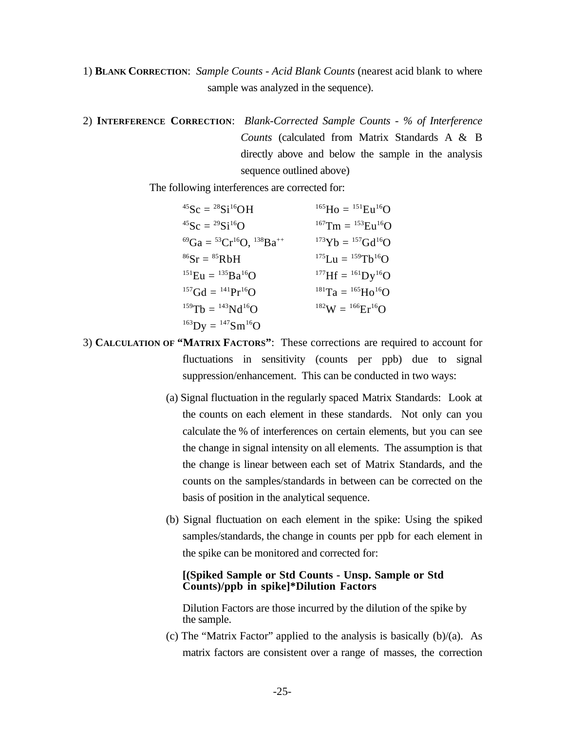1) **BLANK CORRECTION**: *Sample Counts - Acid Blank Counts* (nearest acid blank to where sample was analyzed in the sequence).

2) **INTERFERENCE CORRECTION**: *Blank-Corrected Sample Counts - % of Interference Counts* (calculated from Matrix Standards A & B directly above and below the sample in the analysis sequence outlined above)

The following interferences are corrected for:

| | |
|---|---|
| $^{45}Sc = {}^{28}Si^{16}OH$ | $^{165}Ho = {}^{151}Eu^{16}O$ |
| $^{45}Sc = {}^{29}Si^{16}O$ | $^{167}Tm = {}^{153}Eu^{16}O$ |
| $^{69}Ga = {}^{53}Cr^{16}O$, $^{138}Ba^{++}$ | $^{173}Yb = {}^{157}Gd^{16}O$ |
| $^{86}Sr = {}^{85}RbH$ | $^{175}Lu = {}^{159}Tb^{16}O$ |
| $^{151}Eu = {}^{135}Ba^{16}O$ | $^{177}Hf = {}^{161}Dy^{16}O$ |
| $^{157}Gd = {}^{141}Pr^{16}O$ | $^{181}Ta = {}^{165}Ho^{16}O$ |
| $^{159}Tb = {}^{143}Nd^{16}O$ | $^{182}W = {}^{166}Er^{16}O$ |
| $^{163}Dy = {}^{147}Sm^{16}O$ | |

3) **CALCULATION OF "MATRIX FACTORS"**: These corrections are required to account for fluctuations in sensitivity (counts per ppb) due to signal suppression/enhancement. This can be conducted in two ways:

(a) Signal fluctuation in the regularly spaced Matrix Standards: Look at the counts on each element in these standards. Not only can you calculate the % of interferences on certain elements, but you can see the change in signal intensity on all elements. The assumption is that the change is linear between each set of Matrix Standards, and the counts on the samples/standards in between can be corrected on the basis of position in the analytical sequence.

(b) Signal fluctuation on each element in the spike: Using the spiked samples/standards, the change in counts per ppb for each element in the spike can be monitored and corrected for:

**[(Spiked Sample or Std Counts - Unsp. Sample or Std Counts)/ppb in spike]*Dilution Factors**

Dilution Factors are those incurred by the dilution of the spike by the sample.

(c) The "Matrix Factor" applied to the analysis is basically (b)/(a). As matrix factors are consistent over a range of masses, the correction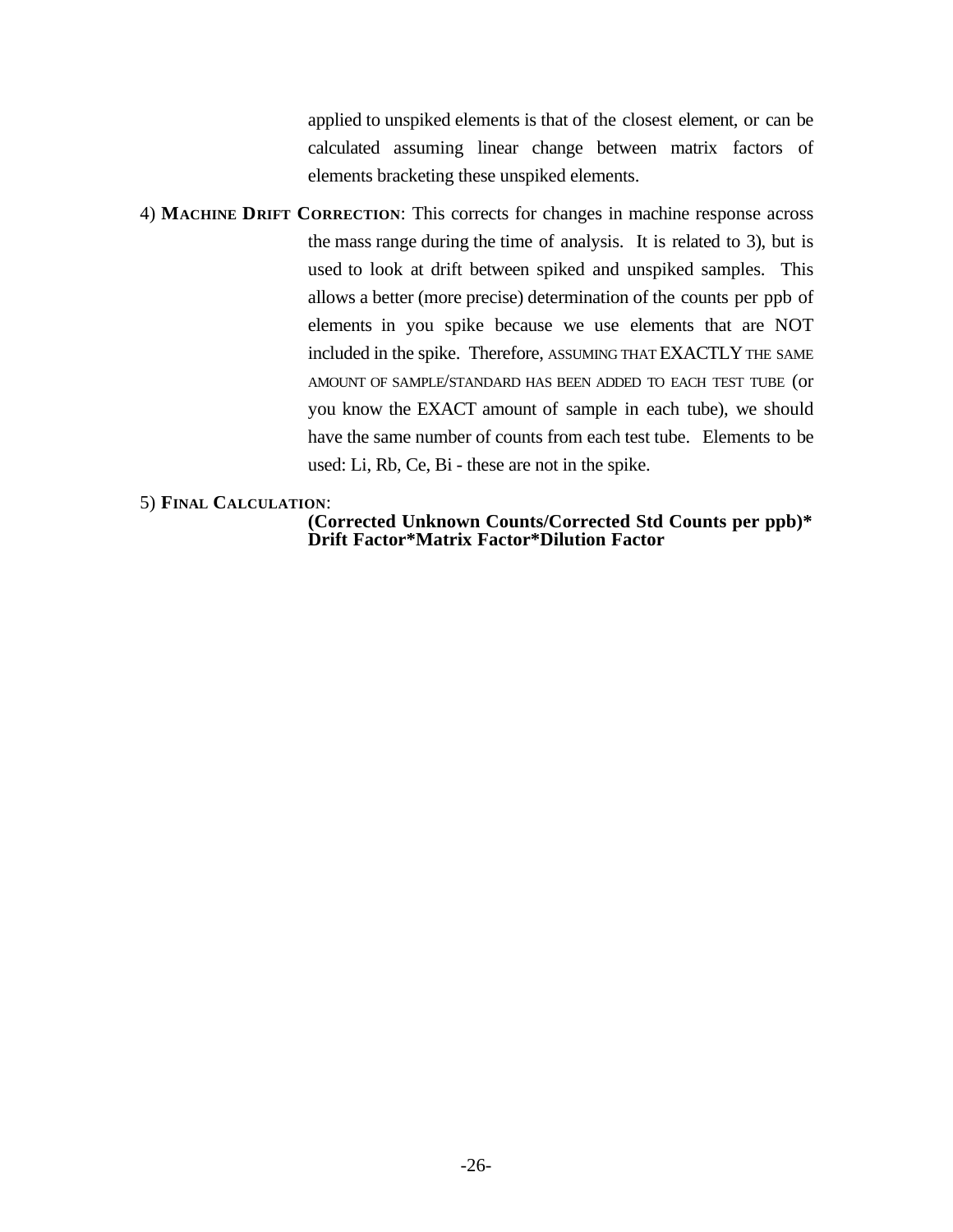applied to unspiked elements is that of the closest element, or can be calculated assuming linear change between matrix factors of elements bracketing these unspiked elements.

4) **MACHINE DRIFT CORRECTION**: This corrects for changes in machine response across the mass range during the time of analysis. It is related to 3), but is used to look at drift between spiked and unspiked samples. This allows a better (more precise) determination of the counts per ppb of elements in you spike because we use elements that are NOT included in the spike. Therefore, ASSUMING THAT EXACTLY THE SAME AMOUNT OF SAMPLE/STANDARD HAS BEEN ADDED TO EACH TEST TUBE (or you know the EXACT amount of sample in each tube), we should have the same number of counts from each test tube. Elements to be used: Li, Rb, Ce, Bi - these are not in the spike.

5) **FINAL CALCULATION**:

**(Corrected Unknown Counts/Corrected Std Counts per ppb)* Drift Factor*Matrix Factor*Dilution Factor**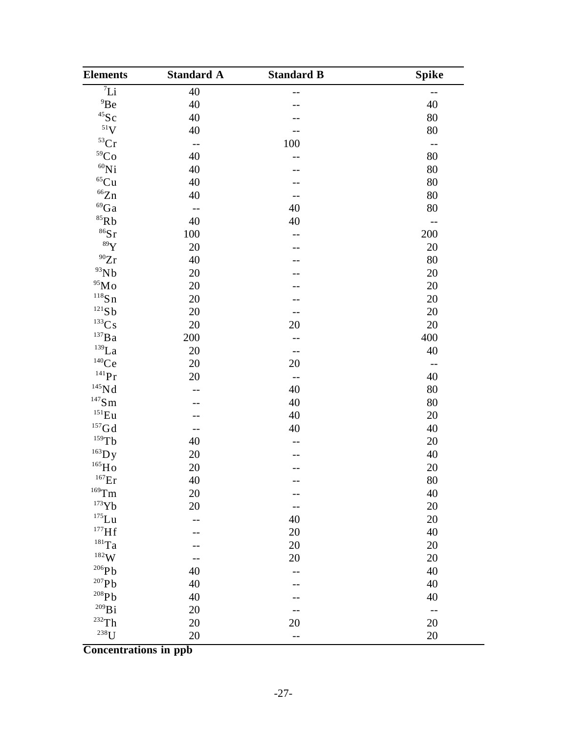| Elements | Standard A | Standard B | Spike |
|---|---|---|---|
| $^{7}Li$ | 40 | -- | -- |
| $^{9}Be$ | 40 | -- | 40 |
| $^{45}Sc$ | 40 | -- | 80 |
| $^{51}V$ | 40 | -- | 80 |
| $^{53}Cr$ | -- | 100 | -- |
| $^{59}Co$ | 40 | -- | 80 |
| $^{60}Ni$ | 40 | -- | 80 |
| $^{65}Cu$ | 40 | -- | 80 |
| $^{66}Zn$ | 40 | -- | 80 |
| $^{69}Ga$ | -- | 40 | 80 |
| $^{85}Rb$ | 40 | 40 | -- |
| $^{86}Sr$ | 100 | -- | 200 |
| $^{89}Y$ | 20 | -- | 20 |
| $^{90}Zr$ | 40 | -- | 80 |
| $^{93}Nb$ | 20 | -- | 20 |
| $^{95}Mo$ | 20 | -- | 20 |
| $^{118}Sn$ | 20 | -- | 20 |
| $^{121}Sb$ | 20 | -- | 20 |
| $^{133}Cs$ | 20 | 20 | 20 |
| $^{137}Ba$ | 200 | -- | 400 |
| $^{139}La$ | 20 | -- | 40 |
| $^{140}Ce$ | 20 | 20 | -- |
| $^{141}Pr$ | 20 | -- | 40 |
| $^{145}Nd$ | -- | 40 | 80 |
| $^{147}Sm$ | -- | 40 | 80 |
| $^{151}Eu$ | -- | 40 | 20 |
| $^{157}Gd$ | -- | 40 | 40 |
| $^{159}Tb$ | 40 | -- | 20 |
| $^{163}Dy$ | 20 | -- | 40 |
| $^{165}Ho$ | 20 | -- | 20 |
| $^{167}Er$ | 40 | -- | 80 |
| $^{169}Tm$ | 20 | -- | 40 |
| $^{173}Yb$ | 20 | -- | 20 |
| $^{175}Lu$ | -- | 40 | 20 |
| $^{177}Hf$ | -- | 20 | 40 |
| $^{181}Ta$ | -- | 20 | 20 |
| $^{182}W$ | -- | 20 | 20 |
| $^{206}Pb$ | 40 | -- | 40 |
| $^{207}Pb$ | 40 | -- | 40 |
| $^{208}Pb$ | 40 | -- | 40 |
| $^{209}Bi$ | 20 | -- | -- |
| $^{232}Th$ | 20 | 20 | 20 |
| $^{238}U$ | 20 | -- | 20 |

**Concentrations in ppb**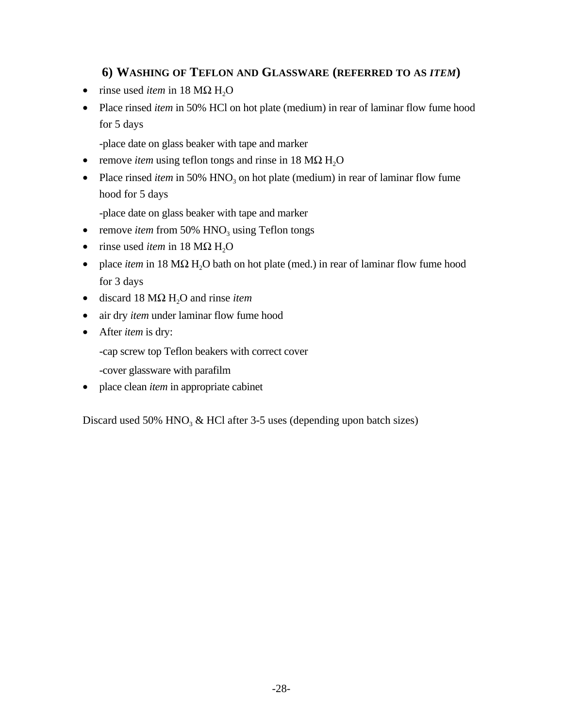## 6) WASHING OF TEFLON AND GLASSWARE (REFERRED TO AS *ITEM*)

- rinse used *item* in 18 MΩ $H_2O$
- Place rinsed *item* in 50% HCl on hot plate (medium) in rear of laminar flow fume hood for 5 days

  -place date on glass beaker with tape and marker
- remove *item* using teflon tongs and rinse in 18 MΩ $H_2O$
- Place rinsed *item* in 50% $HNO_3$ on hot plate (medium) in rear of laminar flow fume hood for 5 days

  -place date on glass beaker with tape and marker
- remove *item* from 50% $HNO_3$ using Teflon tongs
- rinse used *item* in 18 MΩ $H_2O$
- place *item* in 18 MΩ $H_2O$ bath on hot plate (med.) in rear of laminar flow fume hood for 3 days
- discard 18 MΩ $H_2O$ and rinse *item*
- air dry *item* under laminar flow fume hood
- After *item* is dry:

  -cap screw top Teflon beakers with correct cover

  -cover glassware with parafilm
- place clean *item* in appropriate cabinet

Discard used 50% $HNO_3$ & HCl after 3-5 uses (depending upon batch sizes)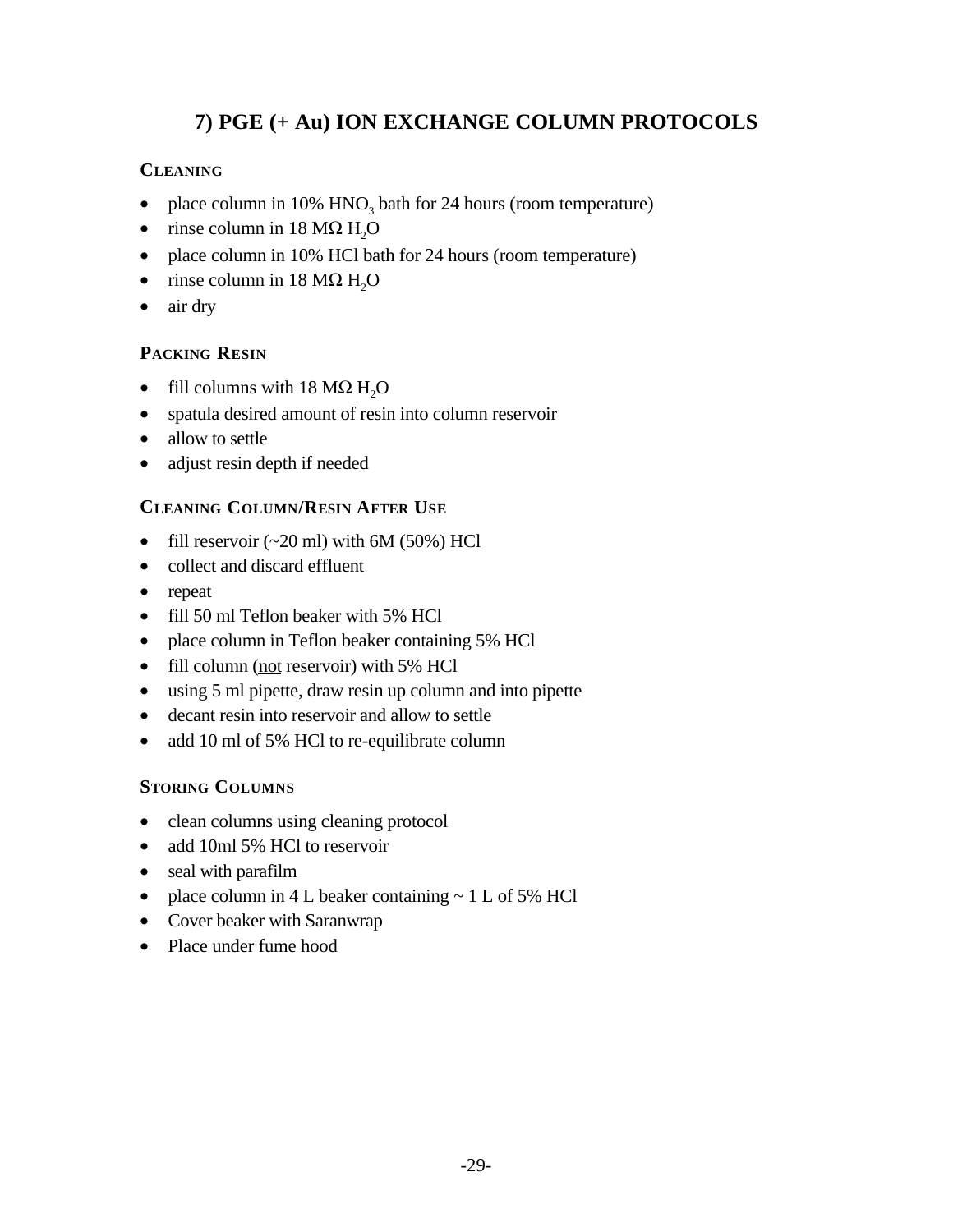## 7) PGE (+ Au) ION EXCHANGE COLUMN PROTOCOLS

### CLEANING

- place column in 10% $HNO_3$ bath for 24 hours (room temperature)
- rinse column in 18 MΩ $H_2O$
- place column in 10% HCl bath for 24 hours (room temperature)
- rinse column in 18 MΩ $H_2O$
- air dry

### PACKING RESIN

- fill columns with 18 MΩ $H_2O$
- spatula desired amount of resin into column reservoir
- allow to settle
- adjust resin depth if needed

### CLEANING COLUMN/RESIN AFTER USE

- fill reservoir (~20 ml) with 6M (50%) HCl
- collect and discard effluent
- repeat
- fill 50 ml Teflon beaker with 5% HCl
- place column in Teflon beaker containing 5% HCl
- fill column (<u>not</u> reservoir) with 5% HCl
- using 5 ml pipette, draw resin up column and into pipette
- decant resin into reservoir and allow to settle
- add 10 ml of 5% HCl to re-equilibrate column

### STORING COLUMNS

- clean columns using cleaning protocol
- add 10ml 5% HCl to reservoir
- seal with parafilm
- place column in 4 L beaker containing ~ 1 L of 5% HCl
- Cover beaker with Saranwrap
- Place under fume hood